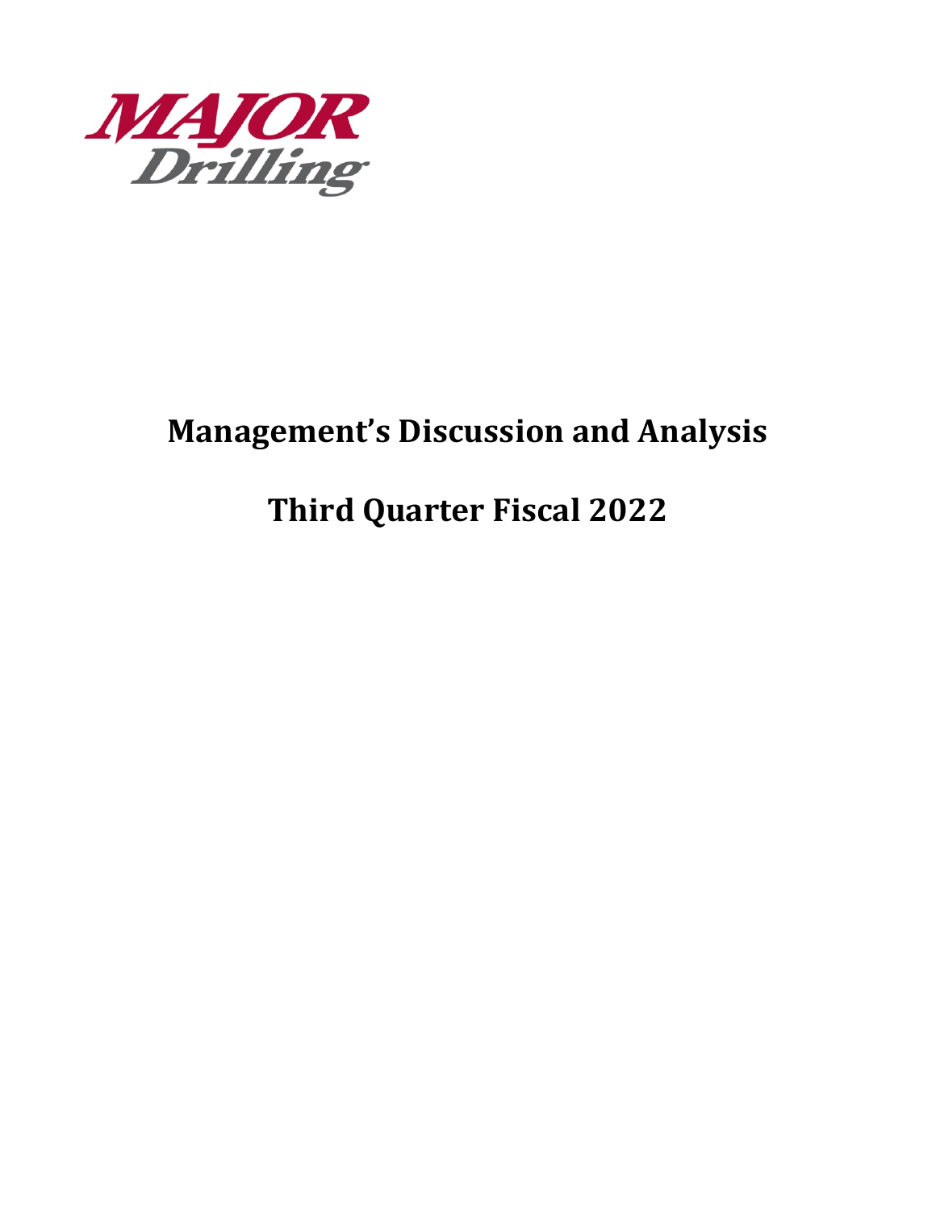MAJOR Drilling

# Management's Discussion and Analysis

# Third Quarter Fiscal 2022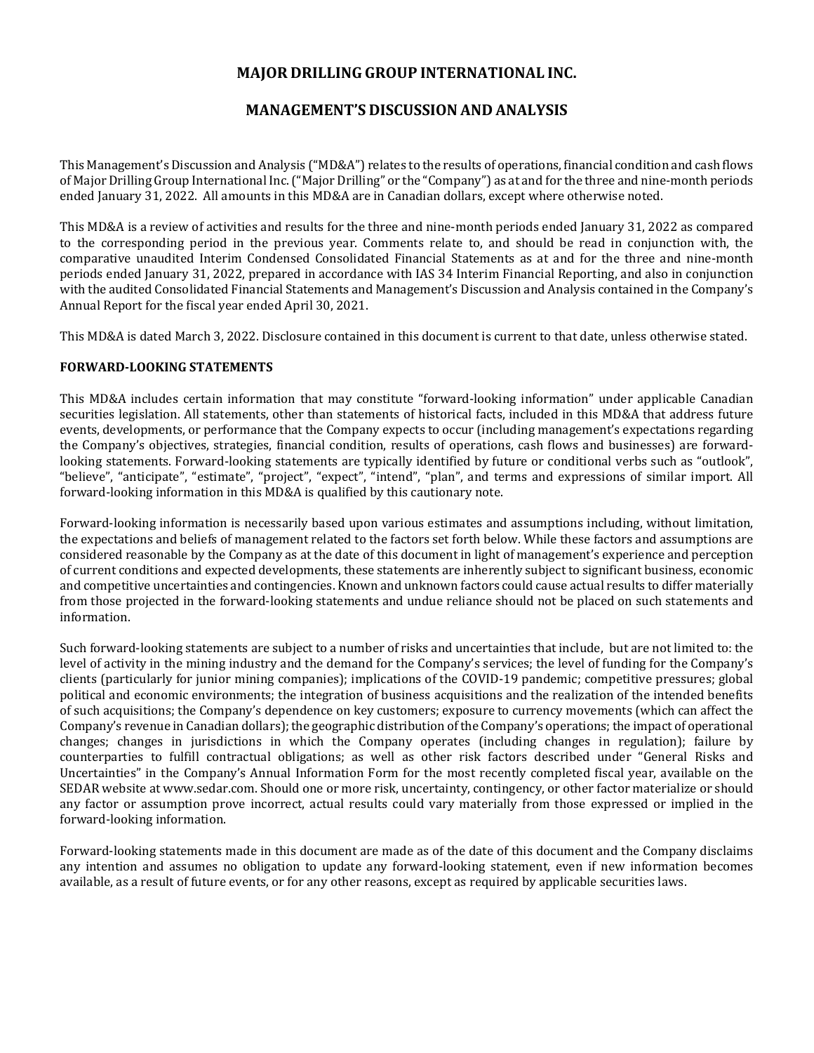# MAJOR DRILLING GROUP INTERNATIONAL INC.

## MANAGEMENT'S DISCUSSION AND ANALYSIS

This Management's Discussion and Analysis ("MD&A") relates to the results of operations, financial condition and cash flows of Major Drilling Group International Inc. ("Major Drilling" or the "Company") as at and for the three and nine-month periods ended January 31, 2022. All amounts in this MD&A are in Canadian dollars, except where otherwise noted.

This MD&A is a review of activities and results for the three and nine-month periods ended January 31, 2022 as compared to the corresponding period in the previous year. Comments relate to, and should be read in conjunction with, the comparative unaudited Interim Condensed Consolidated Financial Statements as at and for the three and nine-month periods ended January 31, 2022, prepared in accordance with IAS 34 Interim Financial Reporting, and also in conjunction with the audited Consolidated Financial Statements and Management's Discussion and Analysis contained in the Company's Annual Report for the fiscal year ended April 30, 2021.

This MD&A is dated March 3, 2022. Disclosure contained in this document is current to that date, unless otherwise stated.

**FORWARD-LOOKING STATEMENTS**

This MD&A includes certain information that may constitute "forward-looking information" under applicable Canadian securities legislation. All statements, other than statements of historical facts, included in this MD&A that address future events, developments, or performance that the Company expects to occur (including management's expectations regarding the Company's objectives, strategies, financial condition, results of operations, cash flows and businesses) are forward-looking statements. Forward-looking statements are typically identified by future or conditional verbs such as "outlook", "believe", "anticipate", "estimate", "project", "expect", "intend", "plan", and terms and expressions of similar import. All forward-looking information in this MD&A is qualified by this cautionary note.

Forward-looking information is necessarily based upon various estimates and assumptions including, without limitation, the expectations and beliefs of management related to the factors set forth below. While these factors and assumptions are considered reasonable by the Company as at the date of this document in light of management's experience and perception of current conditions and expected developments, these statements are inherently subject to significant business, economic and competitive uncertainties and contingencies. Known and unknown factors could cause actual results to differ materially from those projected in the forward-looking statements and undue reliance should not be placed on such statements and information.

Such forward-looking statements are subject to a number of risks and uncertainties that include, but are not limited to: the level of activity in the mining industry and the demand for the Company's services; the level of funding for the Company's clients (particularly for junior mining companies); implications of the COVID-19 pandemic; competitive pressures; global political and economic environments; the integration of business acquisitions and the realization of the intended benefits of such acquisitions; the Company's dependence on key customers; exposure to currency movements (which can affect the Company's revenue in Canadian dollars); the geographic distribution of the Company's operations; the impact of operational changes; changes in jurisdictions in which the Company operates (including changes in regulation); failure by counterparties to fulfill contractual obligations; as well as other risk factors described under "General Risks and Uncertainties" in the Company's Annual Information Form for the most recently completed fiscal year, available on the SEDAR website at www.sedar.com. Should one or more risk, uncertainty, contingency, or other factor materialize or should any factor or assumption prove incorrect, actual results could vary materially from those expressed or implied in the forward-looking information.

Forward-looking statements made in this document are made as of the date of this document and the Company disclaims any intention and assumes no obligation to update any forward-looking statement, even if new information becomes available, as a result of future events, or for any other reasons, except as required by applicable securities laws.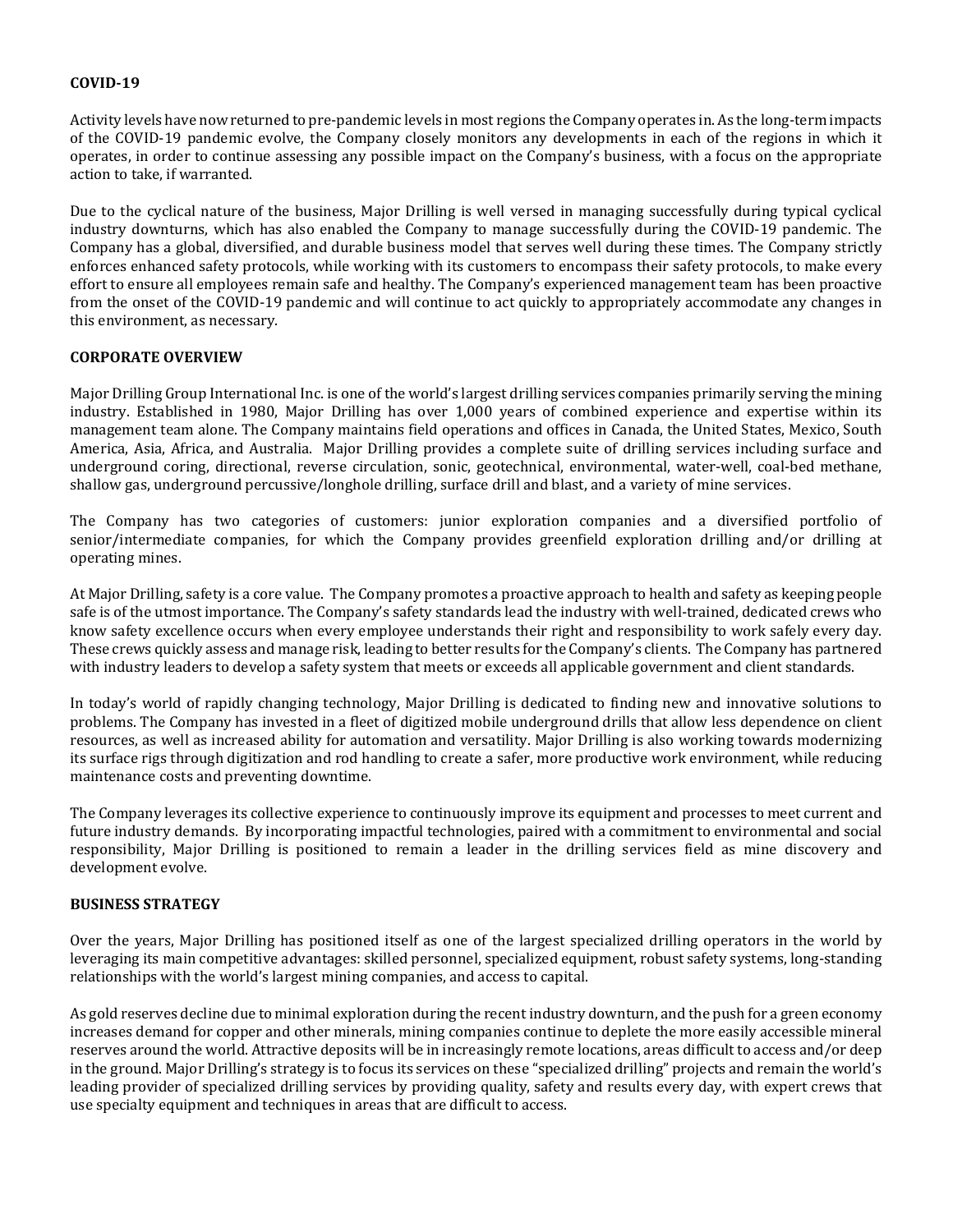## COVID-19

Activity levels have now returned to pre-pandemic levels in most regions the Company operates in. As the long-term impacts of the COVID-19 pandemic evolve, the Company closely monitors any developments in each of the regions in which it operates, in order to continue assessing any possible impact on the Company's business, with a focus on the appropriate action to take, if warranted.

Due to the cyclical nature of the business, Major Drilling is well versed in managing successfully during typical cyclical industry downturns, which has also enabled the Company to manage successfully during the COVID-19 pandemic. The Company has a global, diversified, and durable business model that serves well during these times. The Company strictly enforces enhanced safety protocols, while working with its customers to encompass their safety protocols, to make every effort to ensure all employees remain safe and healthy. The Company's experienced management team has been proactive from the onset of the COVID-19 pandemic and will continue to act quickly to appropriately accommodate any changes in this environment, as necessary.

## CORPORATE OVERVIEW

Major Drilling Group International Inc. is one of the world's largest drilling services companies primarily serving the mining industry. Established in 1980, Major Drilling has over 1,000 years of combined experience and expertise within its management team alone. The Company maintains field operations and offices in Canada, the United States, Mexico, South America, Asia, Africa, and Australia. Major Drilling provides a complete suite of drilling services including surface and underground coring, directional, reverse circulation, sonic, geotechnical, environmental, water-well, coal-bed methane, shallow gas, underground percussive/longhole drilling, surface drill and blast, and a variety of mine services.

The Company has two categories of customers: junior exploration companies and a diversified portfolio of senior/intermediate companies, for which the Company provides greenfield exploration drilling and/or drilling at operating mines.

At Major Drilling, safety is a core value. The Company promotes a proactive approach to health and safety as keeping people safe is of the utmost importance. The Company's safety standards lead the industry with well-trained, dedicated crews who know safety excellence occurs when every employee understands their right and responsibility to work safely every day. These crews quickly assess and manage risk, leading to better results for the Company's clients. The Company has partnered with industry leaders to develop a safety system that meets or exceeds all applicable government and client standards.

In today's world of rapidly changing technology, Major Drilling is dedicated to finding new and innovative solutions to problems. The Company has invested in a fleet of digitized mobile underground drills that allow less dependence on client resources, as well as increased ability for automation and versatility. Major Drilling is also working towards modernizing its surface rigs through digitization and rod handling to create a safer, more productive work environment, while reducing maintenance costs and preventing downtime.

The Company leverages its collective experience to continuously improve its equipment and processes to meet current and future industry demands. By incorporating impactful technologies, paired with a commitment to environmental and social responsibility, Major Drilling is positioned to remain a leader in the drilling services field as mine discovery and development evolve.

## BUSINESS STRATEGY

Over the years, Major Drilling has positioned itself as one of the largest specialized drilling operators in the world by leveraging its main competitive advantages: skilled personnel, specialized equipment, robust safety systems, long-standing relationships with the world's largest mining companies, and access to capital.

As gold reserves decline due to minimal exploration during the recent industry downturn, and the push for a green economy increases demand for copper and other minerals, mining companies continue to deplete the more easily accessible mineral reserves around the world. Attractive deposits will be in increasingly remote locations, areas difficult to access and/or deep in the ground. Major Drilling's strategy is to focus its services on these "specialized drilling" projects and remain the world's leading provider of specialized drilling services by providing quality, safety and results every day, with expert crews that use specialty equipment and techniques in areas that are difficult to access.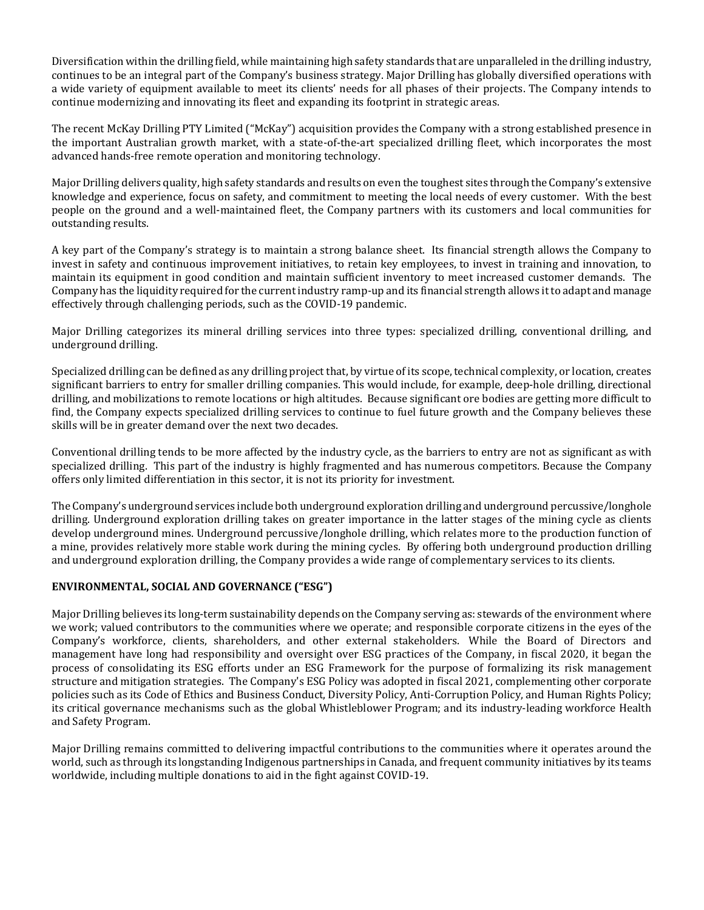Diversification within the drilling field, while maintaining high safety standards that are unparalleled in the drilling industry, continues to be an integral part of the Company's business strategy. Major Drilling has globally diversified operations with a wide variety of equipment available to meet its clients' needs for all phases of their projects. The Company intends to continue modernizing and innovating its fleet and expanding its footprint in strategic areas.

The recent McKay Drilling PTY Limited ("McKay") acquisition provides the Company with a strong established presence in the important Australian growth market, with a state-of-the-art specialized drilling fleet, which incorporates the most advanced hands-free remote operation and monitoring technology.

Major Drilling delivers quality, high safety standards and results on even the toughest sites through the Company's extensive knowledge and experience, focus on safety, and commitment to meeting the local needs of every customer. With the best people on the ground and a well-maintained fleet, the Company partners with its customers and local communities for outstanding results.

A key part of the Company's strategy is to maintain a strong balance sheet. Its financial strength allows the Company to invest in safety and continuous improvement initiatives, to retain key employees, to invest in training and innovation, to maintain its equipment in good condition and maintain sufficient inventory to meet increased customer demands. The Company has the liquidity required for the current industry ramp-up and its financial strength allows it to adapt and manage effectively through challenging periods, such as the COVID-19 pandemic.

Major Drilling categorizes its mineral drilling services into three types: specialized drilling, conventional drilling, and underground drilling.

Specialized drilling can be defined as any drilling project that, by virtue of its scope, technical complexity, or location, creates significant barriers to entry for smaller drilling companies. This would include, for example, deep-hole drilling, directional drilling, and mobilizations to remote locations or high altitudes. Because significant ore bodies are getting more difficult to find, the Company expects specialized drilling services to continue to fuel future growth and the Company believes these skills will be in greater demand over the next two decades.

Conventional drilling tends to be more affected by the industry cycle, as the barriers to entry are not as significant as with specialized drilling. This part of the industry is highly fragmented and has numerous competitors. Because the Company offers only limited differentiation in this sector, it is not its priority for investment.

The Company's underground services include both underground exploration drilling and underground percussive/longhole drilling. Underground exploration drilling takes on greater importance in the latter stages of the mining cycle as clients develop underground mines. Underground percussive/longhole drilling, which relates more to the production function of a mine, provides relatively more stable work during the mining cycles. By offering both underground production drilling and underground exploration drilling, the Company provides a wide range of complementary services to its clients.

## ENVIRONMENTAL, SOCIAL AND GOVERNANCE ("ESG")

Major Drilling believes its long-term sustainability depends on the Company serving as: stewards of the environment where we work; valued contributors to the communities where we operate; and responsible corporate citizens in the eyes of the Company's workforce, clients, shareholders, and other external stakeholders. While the Board of Directors and management have long had responsibility and oversight over ESG practices of the Company, in fiscal 2020, it began the process of consolidating its ESG efforts under an ESG Framework for the purpose of formalizing its risk management structure and mitigation strategies. The Company's ESG Policy was adopted in fiscal 2021, complementing other corporate policies such as its Code of Ethics and Business Conduct, Diversity Policy, Anti-Corruption Policy, and Human Rights Policy; its critical governance mechanisms such as the global Whistleblower Program; and its industry-leading workforce Health and Safety Program.

Major Drilling remains committed to delivering impactful contributions to the communities where it operates around the world, such as through its longstanding Indigenous partnerships in Canada, and frequent community initiatives by its teams worldwide, including multiple donations to aid in the fight against COVID-19.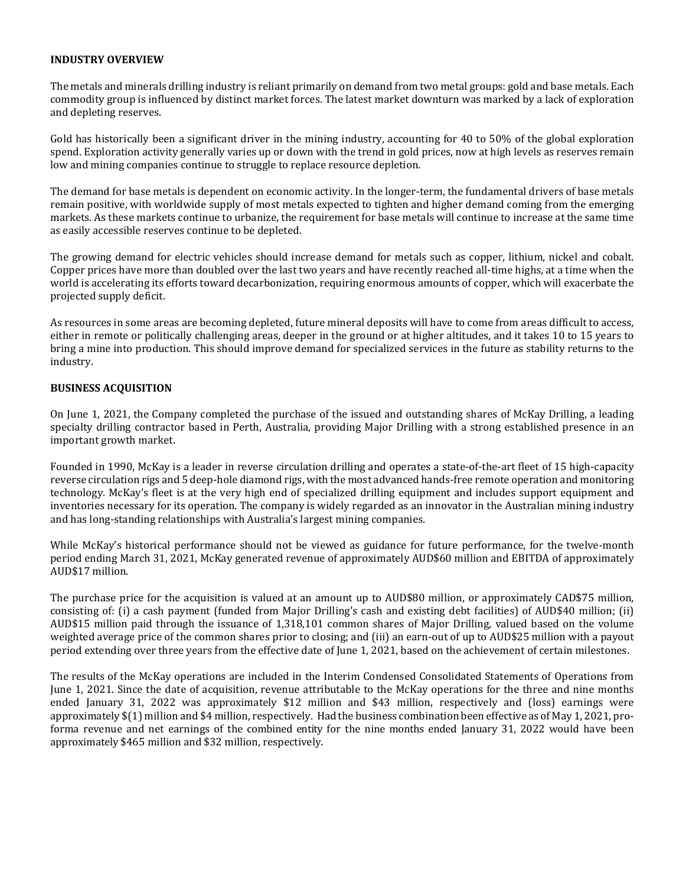**INDUSTRY OVERVIEW**

The metals and minerals drilling industry is reliant primarily on demand from two metal groups: gold and base metals. Each commodity group is influenced by distinct market forces. The latest market downturn was marked by a lack of exploration and depleting reserves.

Gold has historically been a significant driver in the mining industry, accounting for 40 to 50% of the global exploration spend. Exploration activity generally varies up or down with the trend in gold prices, now at high levels as reserves remain low and mining companies continue to struggle to replace resource depletion.

The demand for base metals is dependent on economic activity. In the longer-term, the fundamental drivers of base metals remain positive, with worldwide supply of most metals expected to tighten and higher demand coming from the emerging markets. As these markets continue to urbanize, the requirement for base metals will continue to increase at the same time as easily accessible reserves continue to be depleted.

The growing demand for electric vehicles should increase demand for metals such as copper, lithium, nickel and cobalt. Copper prices have more than doubled over the last two years and have recently reached all-time highs, at a time when the world is accelerating its efforts toward decarbonization, requiring enormous amounts of copper, which will exacerbate the projected supply deficit.

As resources in some areas are becoming depleted, future mineral deposits will have to come from areas difficult to access, either in remote or politically challenging areas, deeper in the ground or at higher altitudes, and it takes 10 to 15 years to bring a mine into production. This should improve demand for specialized services in the future as stability returns to the industry.

**BUSINESS ACQUISITION**

On June 1, 2021, the Company completed the purchase of the issued and outstanding shares of McKay Drilling, a leading specialty drilling contractor based in Perth, Australia, providing Major Drilling with a strong established presence in an important growth market.

Founded in 1990, McKay is a leader in reverse circulation drilling and operates a state-of-the-art fleet of 15 high-capacity reverse circulation rigs and 5 deep-hole diamond rigs, with the most advanced hands-free remote operation and monitoring technology. McKay's fleet is at the very high end of specialized drilling equipment and includes support equipment and inventories necessary for its operation. The company is widely regarded as an innovator in the Australian mining industry and has long-standing relationships with Australia's largest mining companies.

While McKay's historical performance should not be viewed as guidance for future performance, for the twelve-month period ending March 31, 2021, McKay generated revenue of approximately AUD$60 million and EBITDA of approximately AUD$17 million.

The purchase price for the acquisition is valued at an amount up to AUD$80 million, or approximately CAD$75 million, consisting of: (i) a cash payment (funded from Major Drilling's cash and existing debt facilities) of AUD$40 million; (ii) AUD$15 million paid through the issuance of 1,318,101 common shares of Major Drilling, valued based on the volume weighted average price of the common shares prior to closing; and (iii) an earn-out of up to AUD$25 million with a payout period extending over three years from the effective date of June 1, 2021, based on the achievement of certain milestones.

The results of the McKay operations are included in the Interim Condensed Consolidated Statements of Operations from June 1, 2021. Since the date of acquisition, revenue attributable to the McKay operations for the three and nine months ended January 31, 2022 was approximately $12 million and $43 million, respectively and (loss) earnings were approximately $(1) million and $4 million, respectively. Had the business combination been effective as of May 1, 2021, pro-forma revenue and net earnings of the combined entity for the nine months ended January 31, 2022 would have been approximately $465 million and $32 million, respectively.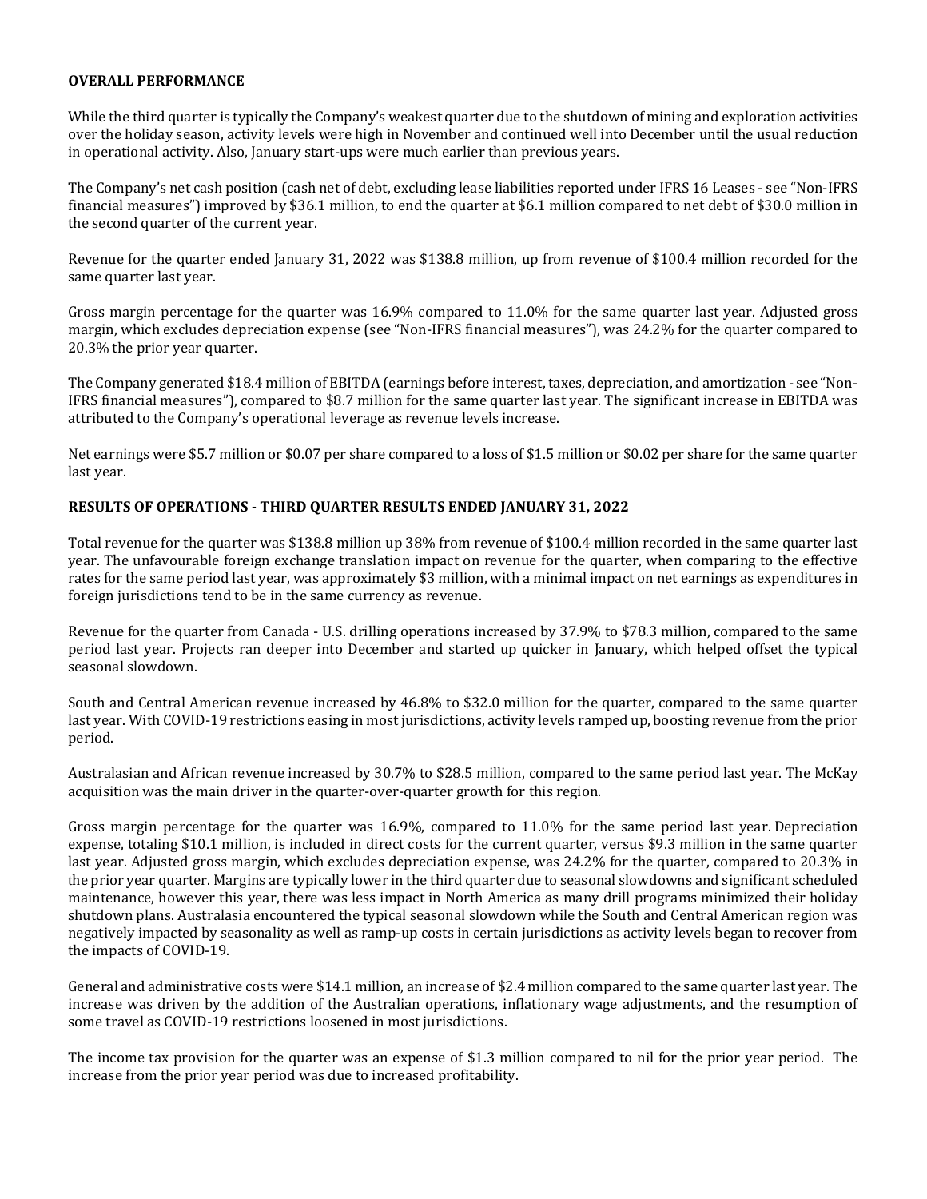**OVERALL PERFORMANCE**

While the third quarter is typically the Company's weakest quarter due to the shutdown of mining and exploration activities over the holiday season, activity levels were high in November and continued well into December until the usual reduction in operational activity. Also, January start-ups were much earlier than previous years.

The Company's net cash position (cash net of debt, excluding lease liabilities reported under IFRS 16 Leases - see "Non-IFRS financial measures") improved by $36.1 million, to end the quarter at $6.1 million compared to net debt of $30.0 million in the second quarter of the current year.

Revenue for the quarter ended January 31, 2022 was $138.8 million, up from revenue of $100.4 million recorded for the same quarter last year.

Gross margin percentage for the quarter was 16.9% compared to 11.0% for the same quarter last year. Adjusted gross margin, which excludes depreciation expense (see "Non-IFRS financial measures"), was 24.2% for the quarter compared to 20.3% the prior year quarter.

The Company generated $18.4 million of EBITDA (earnings before interest, taxes, depreciation, and amortization - see "Non-IFRS financial measures"), compared to $8.7 million for the same quarter last year. The significant increase in EBITDA was attributed to the Company's operational leverage as revenue levels increase.

Net earnings were $5.7 million or $0.07 per share compared to a loss of $1.5 million or $0.02 per share for the same quarter last year.

**RESULTS OF OPERATIONS - THIRD QUARTER RESULTS ENDED JANUARY 31, 2022**

Total revenue for the quarter was $138.8 million up 38% from revenue of $100.4 million recorded in the same quarter last year. The unfavourable foreign exchange translation impact on revenue for the quarter, when comparing to the effective rates for the same period last year, was approximately $3 million, with a minimal impact on net earnings as expenditures in foreign jurisdictions tend to be in the same currency as revenue.

Revenue for the quarter from Canada - U.S. drilling operations increased by 37.9% to $78.3 million, compared to the same period last year. Projects ran deeper into December and started up quicker in January, which helped offset the typical seasonal slowdown.

South and Central American revenue increased by 46.8% to $32.0 million for the quarter, compared to the same quarter last year. With COVID-19 restrictions easing in most jurisdictions, activity levels ramped up, boosting revenue from the prior period.

Australasian and African revenue increased by 30.7% to $28.5 million, compared to the same period last year. The McKay acquisition was the main driver in the quarter-over-quarter growth for this region.

Gross margin percentage for the quarter was 16.9%, compared to 11.0% for the same period last year. Depreciation expense, totaling $10.1 million, is included in direct costs for the current quarter, versus $9.3 million in the same quarter last year. Adjusted gross margin, which excludes depreciation expense, was 24.2% for the quarter, compared to 20.3% in the prior year quarter. Margins are typically lower in the third quarter due to seasonal slowdowns and significant scheduled maintenance, however this year, there was less impact in North America as many drill programs minimized their holiday shutdown plans. Australasia encountered the typical seasonal slowdown while the South and Central American region was negatively impacted by seasonality as well as ramp-up costs in certain jurisdictions as activity levels began to recover from the impacts of COVID-19.

General and administrative costs were $14.1 million, an increase of $2.4 million compared to the same quarter last year. The increase was driven by the addition of the Australian operations, inflationary wage adjustments, and the resumption of some travel as COVID-19 restrictions loosened in most jurisdictions.

The income tax provision for the quarter was an expense of $1.3 million compared to nil for the prior year period. The increase from the prior year period was due to increased profitability.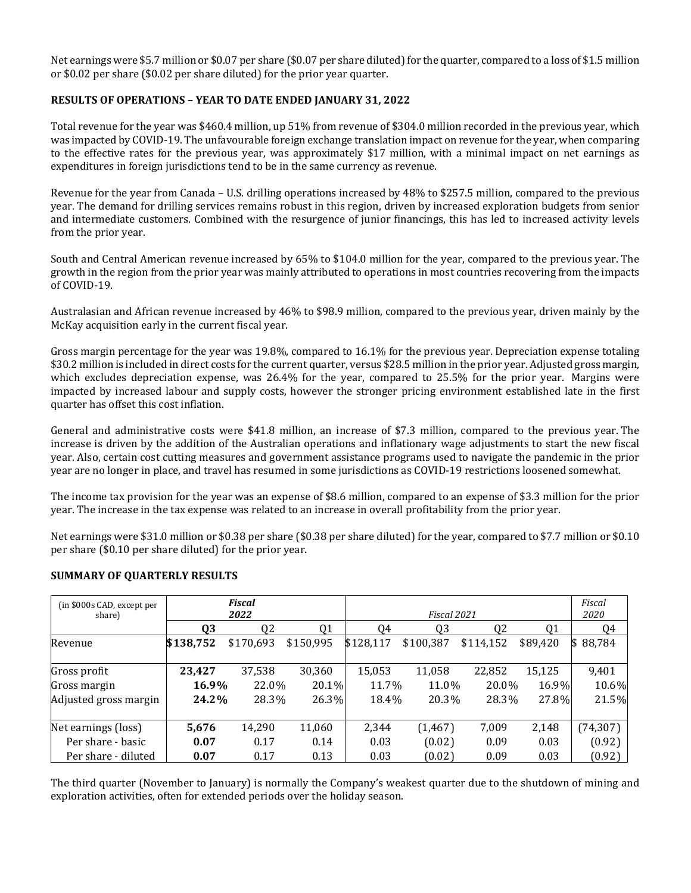Net earnings were $5.7 million or $0.07 per share ($0.07 per share diluted) for the quarter, compared to a loss of $1.5 million or $0.02 per share ($0.02 per share diluted) for the prior year quarter.

## RESULTS OF OPERATIONS – YEAR TO DATE ENDED JANUARY 31, 2022

Total revenue for the year was $460.4 million, up 51% from revenue of $304.0 million recorded in the previous year, which was impacted by COVID-19. The unfavourable foreign exchange translation impact on revenue for the year, when comparing to the effective rates for the previous year, was approximately $17 million, with a minimal impact on net earnings as expenditures in foreign jurisdictions tend to be in the same currency as revenue.

Revenue for the year from Canada – U.S. drilling operations increased by 48% to $257.5 million, compared to the previous year. The demand for drilling services remains robust in this region, driven by increased exploration budgets from senior and intermediate customers. Combined with the resurgence of junior financings, this has led to increased activity levels from the prior year.

South and Central American revenue increased by 65% to $104.0 million for the year, compared to the previous year. The growth in the region from the prior year was mainly attributed to operations in most countries recovering from the impacts of COVID-19.

Australasian and African revenue increased by 46% to $98.9 million, compared to the previous year, driven mainly by the McKay acquisition early in the current fiscal year.

Gross margin percentage for the year was 19.8%, compared to 16.1% for the previous year. Depreciation expense totaling $30.2 million is included in direct costs for the current quarter, versus $28.5 million in the prior year. Adjusted gross margin, which excludes depreciation expense, was 26.4% for the year, compared to 25.5% for the prior year. Margins were impacted by increased labour and supply costs, however the stronger pricing environment established late in the first quarter has offset this cost inflation.

General and administrative costs were $41.8 million, an increase of $7.3 million, compared to the previous year. The increase is driven by the addition of the Australian operations and inflationary wage adjustments to start the new fiscal year. Also, certain cost cutting measures and government assistance programs used to navigate the pandemic in the prior year are no longer in place, and travel has resumed in some jurisdictions as COVID-19 restrictions loosened somewhat.

The income tax provision for the year was an expense of $8.6 million, compared to an expense of $3.3 million for the prior year. The increase in the tax expense was related to an increase in overall profitability from the prior year.

Net earnings were $31.0 million or $0.38 per share ($0.38 per share diluted) for the year, compared to $7.7 million or $0.10 per share ($0.10 per share diluted) for the prior year.

## SUMMARY OF QUARTERLY RESULTS

| (in $000s CAD, except per share) | *Fiscal 2022* | | | *Fiscal 2021* | | | | *Fiscal 2020* |
|---|---|---|---|---|---|---|---|---|
| | **Q3** | Q2 | Q1 | Q4 | Q3 | Q2 | Q1 | Q4 |
| Revenue | **$138,752** | $170,693 | $150,995 | $128,117 | $100,387 | $114,152 | $89,420 | $ 88,784 |
| Gross profit | **23,427** | 37,538 | 30,360 | 15,053 | 11,058 | 22,852 | 15,125 | 9,401 |
| Gross margin | **16.9%** | 22.0% | 20.1% | 11.7% | 11.0% | 20.0% | 16.9% | 10.6% |
| Adjusted gross margin | **24.2%** | 28.3% | 26.3% | 18.4% | 20.3% | 28.3% | 27.8% | 21.5% |
| Net earnings (loss) | **5,676** | 14,290 | 11,060 | 2,344 | (1,467) | 7,009 | 2,148 | (74,307) |
| Per share - basic | **0.07** | 0.17 | 0.14 | 0.03 | (0.02) | 0.09 | 0.03 | (0.92) |
| Per share - diluted | **0.07** | 0.17 | 0.13 | 0.03 | (0.02) | 0.09 | 0.03 | (0.92) |

The third quarter (November to January) is normally the Company's weakest quarter due to the shutdown of mining and exploration activities, often for extended periods over the holiday season.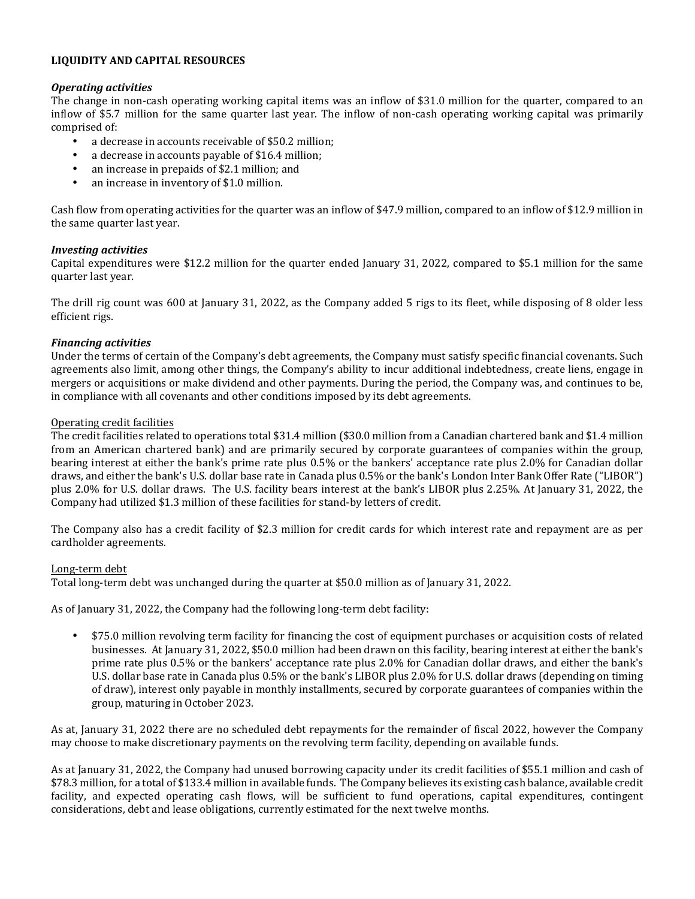## LIQUIDITY AND CAPITAL RESOURCES

### *Operating activities*

The change in non-cash operating working capital items was an inflow of $31.0 million for the quarter, compared to an inflow of $5.7 million for the same quarter last year. The inflow of non-cash operating working capital was primarily comprised of:

- a decrease in accounts receivable of $50.2 million;
- a decrease in accounts payable of $16.4 million;
- an increase in prepaids of $2.1 million; and
- an increase in inventory of $1.0 million.

Cash flow from operating activities for the quarter was an inflow of $47.9 million, compared to an inflow of $12.9 million in the same quarter last year.

### *Investing activities*

Capital expenditures were $12.2 million for the quarter ended January 31, 2022, compared to $5.1 million for the same quarter last year.

The drill rig count was 600 at January 31, 2022, as the Company added 5 rigs to its fleet, while disposing of 8 older less efficient rigs.

### *Financing activities*

Under the terms of certain of the Company's debt agreements, the Company must satisfy specific financial covenants. Such agreements also limit, among other things, the Company's ability to incur additional indebtedness, create liens, engage in mergers or acquisitions or make dividend and other payments. During the period, the Company was, and continues to be, in compliance with all covenants and other conditions imposed by its debt agreements.

#### Operating credit facilities

The credit facilities related to operations total $31.4 million ($30.0 million from a Canadian chartered bank and $1.4 million from an American chartered bank) and are primarily secured by corporate guarantees of companies within the group, bearing interest at either the bank's prime rate plus 0.5% or the bankers' acceptance rate plus 2.0% for Canadian dollar draws, and either the bank's U.S. dollar base rate in Canada plus 0.5% or the bank's London Inter Bank Offer Rate ("LIBOR") plus 2.0% for U.S. dollar draws. The U.S. facility bears interest at the bank's LIBOR plus 2.25%. At January 31, 2022, the Company had utilized $1.3 million of these facilities for stand-by letters of credit.

The Company also has a credit facility of $2.3 million for credit cards for which interest rate and repayment are as per cardholder agreements.

#### Long-term debt

Total long-term debt was unchanged during the quarter at $50.0 million as of January 31, 2022.

As of January 31, 2022, the Company had the following long-term debt facility:

- $75.0 million revolving term facility for financing the cost of equipment purchases or acquisition costs of related businesses. At January 31, 2022, $50.0 million had been drawn on this facility, bearing interest at either the bank's prime rate plus 0.5% or the bankers' acceptance rate plus 2.0% for Canadian dollar draws, and either the bank's U.S. dollar base rate in Canada plus 0.5% or the bank's LIBOR plus 2.0% for U.S. dollar draws (depending on timing of draw), interest only payable in monthly installments, secured by corporate guarantees of companies within the group, maturing in October 2023.

As at, January 31, 2022 there are no scheduled debt repayments for the remainder of fiscal 2022, however the Company may choose to make discretionary payments on the revolving term facility, depending on available funds.

As at January 31, 2022, the Company had unused borrowing capacity under its credit facilities of $55.1 million and cash of $78.3 million, for a total of $133.4 million in available funds. The Company believes its existing cash balance, available credit facility, and expected operating cash flows, will be sufficient to fund operations, capital expenditures, contingent considerations, debt and lease obligations, currently estimated for the next twelve months.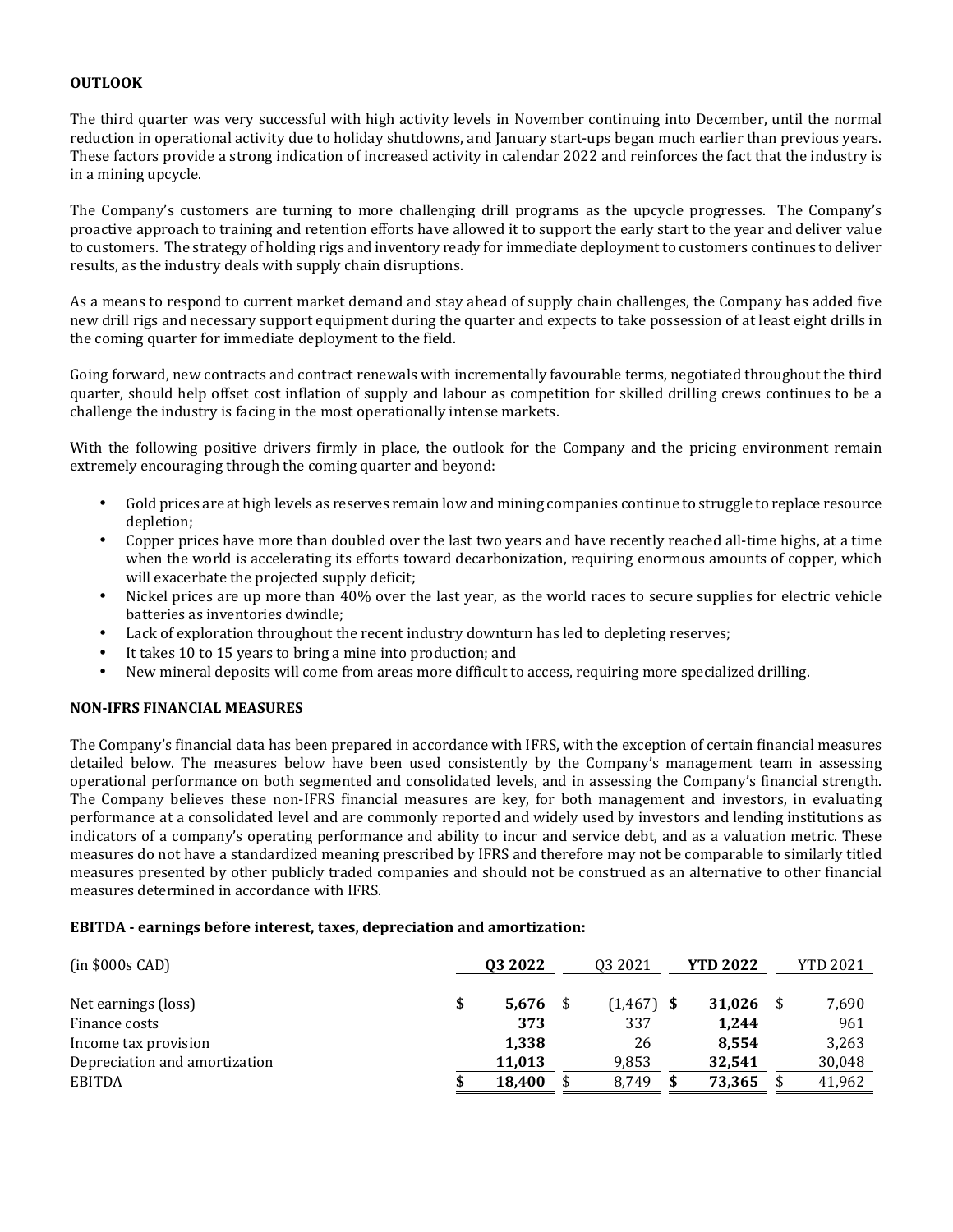**OUTLOOK**

The third quarter was very successful with high activity levels in November continuing into December, until the normal reduction in operational activity due to holiday shutdowns, and January start-ups began much earlier than previous years. These factors provide a strong indication of increased activity in calendar 2022 and reinforces the fact that the industry is in a mining upcycle.

The Company's customers are turning to more challenging drill programs as the upcycle progresses. The Company's proactive approach to training and retention efforts have allowed it to support the early start to the year and deliver value to customers. The strategy of holding rigs and inventory ready for immediate deployment to customers continues to deliver results, as the industry deals with supply chain disruptions.

As a means to respond to current market demand and stay ahead of supply chain challenges, the Company has added five new drill rigs and necessary support equipment during the quarter and expects to take possession of at least eight drills in the coming quarter for immediate deployment to the field.

Going forward, new contracts and contract renewals with incrementally favourable terms, negotiated throughout the third quarter, should help offset cost inflation of supply and labour as competition for skilled drilling crews continues to be a challenge the industry is facing in the most operationally intense markets.

With the following positive drivers firmly in place, the outlook for the Company and the pricing environment remain extremely encouraging through the coming quarter and beyond:

- Gold prices are at high levels as reserves remain low and mining companies continue to struggle to replace resource depletion;
- Copper prices have more than doubled over the last two years and have recently reached all-time highs, at a time when the world is accelerating its efforts toward decarbonization, requiring enormous amounts of copper, which will exacerbate the projected supply deficit;
- Nickel prices are up more than 40% over the last year, as the world races to secure supplies for electric vehicle batteries as inventories dwindle;
- Lack of exploration throughout the recent industry downturn has led to depleting reserves;
- It takes 10 to 15 years to bring a mine into production; and
- New mineral deposits will come from areas more difficult to access, requiring more specialized drilling.

**NON-IFRS FINANCIAL MEASURES**

The Company's financial data has been prepared in accordance with IFRS, with the exception of certain financial measures detailed below. The measures below have been used consistently by the Company's management team in assessing operational performance on both segmented and consolidated levels, and in assessing the Company's financial strength. The Company believes these non-IFRS financial measures are key, for both management and investors, in evaluating performance at a consolidated level and are commonly reported and widely used by investors and lending institutions as indicators of a company's operating performance and ability to incur and service debt, and as a valuation metric. These measures do not have a standardized meaning prescribed by IFRS and therefore may not be comparable to similarly titled measures presented by other publicly traded companies and should not be construed as an alternative to other financial measures determined in accordance with IFRS.

**EBITDA - earnings before interest, taxes, depreciation and amortization:**

| (in $000s CAD) | **Q3 2022** | Q3 2021 | **YTD 2022** | YTD 2021 |
|---|---|---|---|---|
| Net earnings (loss) | $ **5,676** | $ (1,467) | $ **31,026** | $ 7,690 |
| Finance costs | **373** | 337 | **1,244** | 961 |
| Income tax provision | **1,338** | 26 | **8,554** | 3,263 |
| Depreciation and amortization | **11,013** | 9,853 | **32,541** | 30,048 |
| EBITDA | $ **18,400** | $ 8,749 | $ **73,365** | $ 41,962 |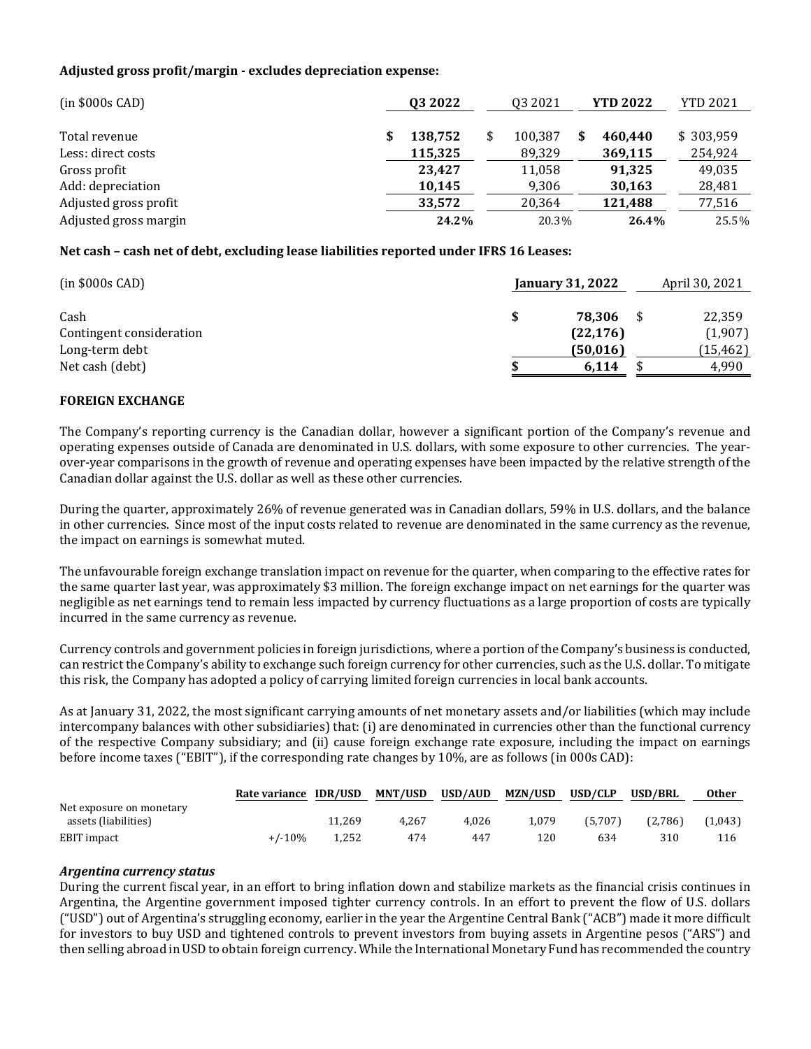**Adjusted gross profit/margin - excludes depreciation expense:**

| (in $000s CAD) | **Q3 2022** | Q3 2021 | **YTD 2022** | YTD 2021 |
|---|---|---|---|---|
| Total revenue | **$ 138,752** | $ 100,387 | **$ 460,440** | $ 303,959 |
| Less: direct costs | **115,325** | 89,329 | **369,115** | 254,924 |
| Gross profit | **23,427** | 11,058 | **91,325** | 49,035 |
| Add: depreciation | **10,145** | 9,306 | **30,163** | 28,481 |
| Adjusted gross profit | **33,572** | 20,364 | **121,488** | 77,516 |
| Adjusted gross margin | **24.2%** | 20.3% | **26.4%** | 25.5% |

**Net cash – cash net of debt, excluding lease liabilities reported under IFRS 16 Leases:**

| (in $000s CAD) | **January 31, 2022** | April 30, 2021 |
|---|---|---|
| Cash | **$ 78,306** | $ 22,359 |
| Contingent consideration | **(22,176)** | (1,907) |
| Long-term debt | **(50,016)** | (15,462) |
| Net cash (debt) | **$ 6,114** | $ 4,990 |

**FOREIGN EXCHANGE**

The Company's reporting currency is the Canadian dollar, however a significant portion of the Company's revenue and operating expenses outside of Canada are denominated in U.S. dollars, with some exposure to other currencies. The year-over-year comparisons in the growth of revenue and operating expenses have been impacted by the relative strength of the Canadian dollar against the U.S. dollar as well as these other currencies.

During the quarter, approximately 26% of revenue generated was in Canadian dollars, 59% in U.S. dollars, and the balance in other currencies. Since most of the input costs related to revenue are denominated in the same currency as the revenue, the impact on earnings is somewhat muted.

The unfavourable foreign exchange translation impact on revenue for the quarter, when comparing to the effective rates for the same quarter last year, was approximately $3 million. The foreign exchange impact on net earnings for the quarter was negligible as net earnings tend to remain less impacted by currency fluctuations as a large proportion of costs are typically incurred in the same currency as revenue.

Currency controls and government policies in foreign jurisdictions, where a portion of the Company's business is conducted, can restrict the Company's ability to exchange such foreign currency for other currencies, such as the U.S. dollar. To mitigate this risk, the Company has adopted a policy of carrying limited foreign currencies in local bank accounts.

As at January 31, 2022, the most significant carrying amounts of net monetary assets and/or liabilities (which may include intercompany balances with other subsidiaries) that: (i) are denominated in currencies other than the functional currency of the respective Company subsidiary; and (ii) cause foreign exchange rate exposure, including the impact on earnings before income taxes ("EBIT"), if the corresponding rate changes by 10%, are as follows (in 000s CAD):

| | **Rate variance** | **IDR/USD** | **MNT/USD** | **USD/AUD** | **MZN/USD** | **USD/CLP** | **USD/BRL** | **Other** |
|---|---|---|---|---|---|---|---|---|
| Net exposure on monetary assets (liabilities) | | 11,269 | 4,267 | 4,026 | 1,079 | (5,707) | (2,786) | (1,043) |
| EBIT impact | +/-10% | 1,252 | 474 | 447 | 120 | 634 | 310 | 116 |

***Argentina currency status***

During the current fiscal year, in an effort to bring inflation down and stabilize markets as the financial crisis continues in Argentina, the Argentine government imposed tighter currency controls. In an effort to prevent the flow of U.S. dollars ("USD") out of Argentina's struggling economy, earlier in the year the Argentine Central Bank ("ACB") made it more difficult for investors to buy USD and tightened controls to prevent investors from buying assets in Argentine pesos ("ARS") and then selling abroad in USD to obtain foreign currency. While the International Monetary Fund has recommended the country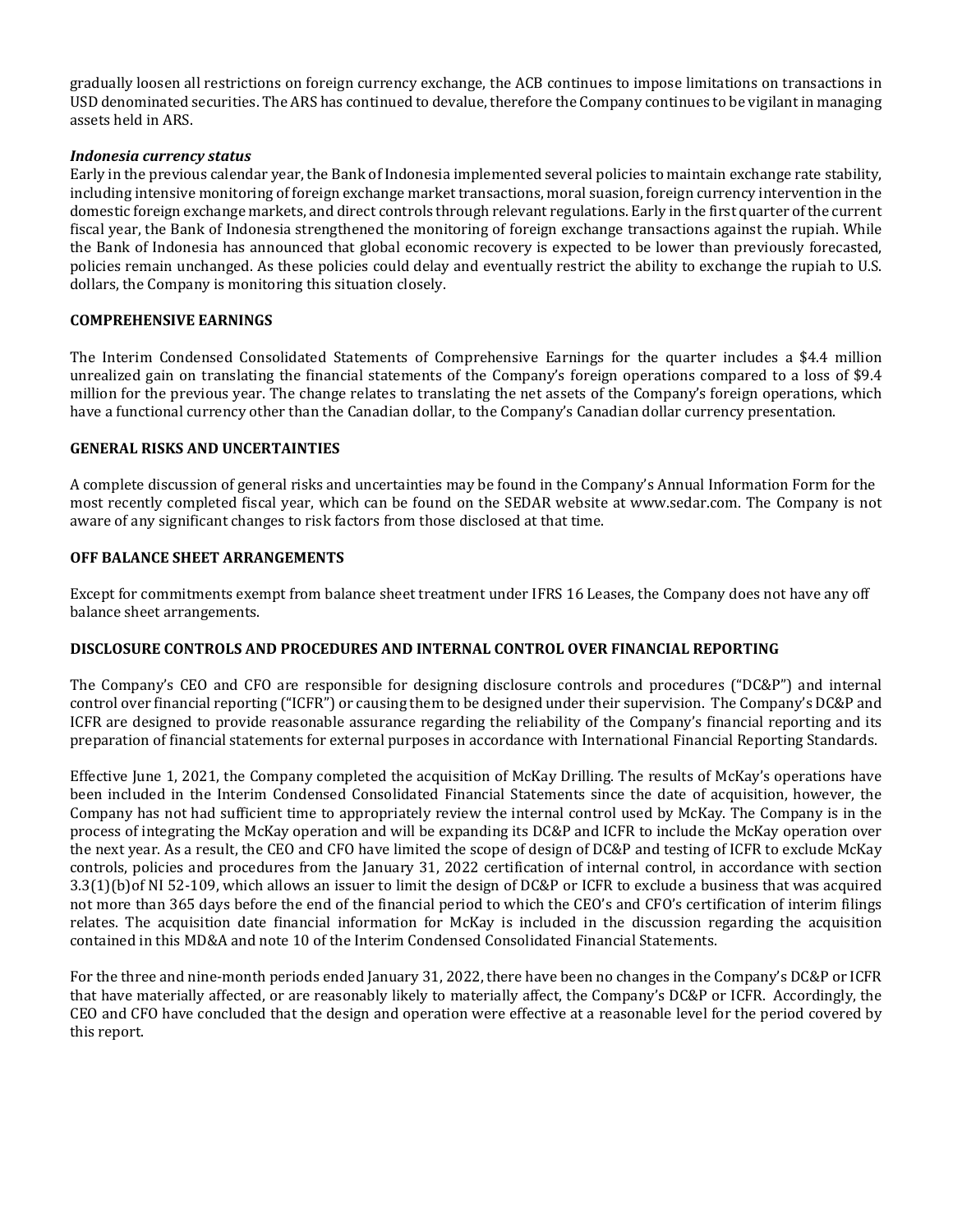gradually loosen all restrictions on foreign currency exchange, the ACB continues to impose limitations on transactions in USD denominated securities. The ARS has continued to devalue, therefore the Company continues to be vigilant in managing assets held in ARS.

***Indonesia currency status***

Early in the previous calendar year, the Bank of Indonesia implemented several policies to maintain exchange rate stability, including intensive monitoring of foreign exchange market transactions, moral suasion, foreign currency intervention in the domestic foreign exchange markets, and direct controls through relevant regulations. Early in the first quarter of the current fiscal year, the Bank of Indonesia strengthened the monitoring of foreign exchange transactions against the rupiah. While the Bank of Indonesia has announced that global economic recovery is expected to be lower than previously forecasted, policies remain unchanged. As these policies could delay and eventually restrict the ability to exchange the rupiah to U.S. dollars, the Company is monitoring this situation closely.

**COMPREHENSIVE EARNINGS**

The Interim Condensed Consolidated Statements of Comprehensive Earnings for the quarter includes a $4.4 million unrealized gain on translating the financial statements of the Company's foreign operations compared to a loss of $9.4 million for the previous year. The change relates to translating the net assets of the Company's foreign operations, which have a functional currency other than the Canadian dollar, to the Company's Canadian dollar currency presentation.

**GENERAL RISKS AND UNCERTAINTIES**

A complete discussion of general risks and uncertainties may be found in the Company's Annual Information Form for the most recently completed fiscal year, which can be found on the SEDAR website at www.sedar.com. The Company is not aware of any significant changes to risk factors from those disclosed at that time.

**OFF BALANCE SHEET ARRANGEMENTS**

Except for commitments exempt from balance sheet treatment under IFRS 16 Leases, the Company does not have any off balance sheet arrangements.

**DISCLOSURE CONTROLS AND PROCEDURES AND INTERNAL CONTROL OVER FINANCIAL REPORTING**

The Company's CEO and CFO are responsible for designing disclosure controls and procedures ("DC&P") and internal control over financial reporting ("ICFR") or causing them to be designed under their supervision. The Company's DC&P and ICFR are designed to provide reasonable assurance regarding the reliability of the Company's financial reporting and its preparation of financial statements for external purposes in accordance with International Financial Reporting Standards.

Effective June 1, 2021, the Company completed the acquisition of McKay Drilling. The results of McKay's operations have been included in the Interim Condensed Consolidated Financial Statements since the date of acquisition, however, the Company has not had sufficient time to appropriately review the internal control used by McKay. The Company is in the process of integrating the McKay operation and will be expanding its DC&P and ICFR to include the McKay operation over the next year. As a result, the CEO and CFO have limited the scope of design of DC&P and testing of ICFR to exclude McKay controls, policies and procedures from the January 31, 2022 certification of internal control, in accordance with section 3.3(1)(b)of NI 52-109, which allows an issuer to limit the design of DC&P or ICFR to exclude a business that was acquired not more than 365 days before the end of the financial period to which the CEO's and CFO's certification of interim filings relates. The acquisition date financial information for McKay is included in the discussion regarding the acquisition contained in this MD&A and note 10 of the Interim Condensed Consolidated Financial Statements.

For the three and nine-month periods ended January 31, 2022, there have been no changes in the Company's DC&P or ICFR that have materially affected, or are reasonably likely to materially affect, the Company's DC&P or ICFR. Accordingly, the CEO and CFO have concluded that the design and operation were effective at a reasonable level for the period covered by this report.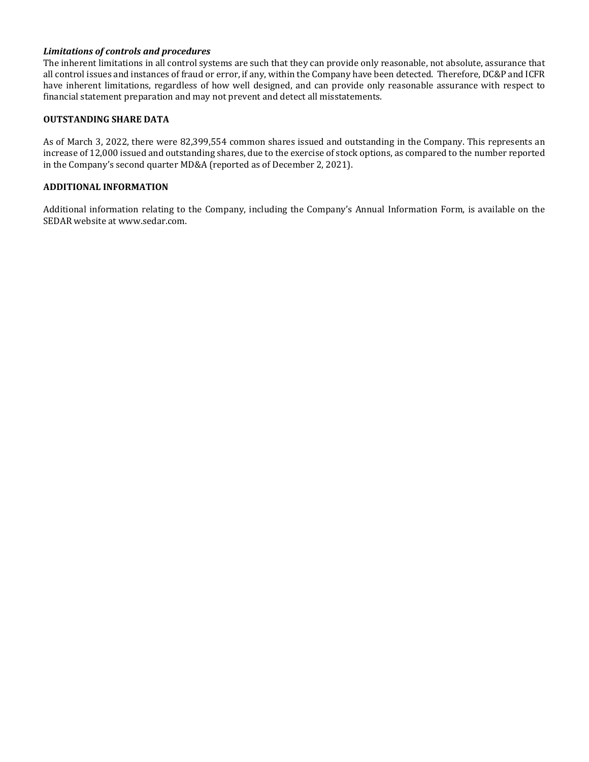***Limitations of controls and procedures***

The inherent limitations in all control systems are such that they can provide only reasonable, not absolute, assurance that all control issues and instances of fraud or error, if any, within the Company have been detected. Therefore, DC&P and ICFR have inherent limitations, regardless of how well designed, and can provide only reasonable assurance with respect to financial statement preparation and may not prevent and detect all misstatements.

**OUTSTANDING SHARE DATA**

As of March 3, 2022, there were 82,399,554 common shares issued and outstanding in the Company. This represents an increase of 12,000 issued and outstanding shares, due to the exercise of stock options, as compared to the number reported in the Company's second quarter MD&A (reported as of December 2, 2021).

**ADDITIONAL INFORMATION**

Additional information relating to the Company, including the Company's Annual Information Form, is available on the SEDAR website at www.sedar.com.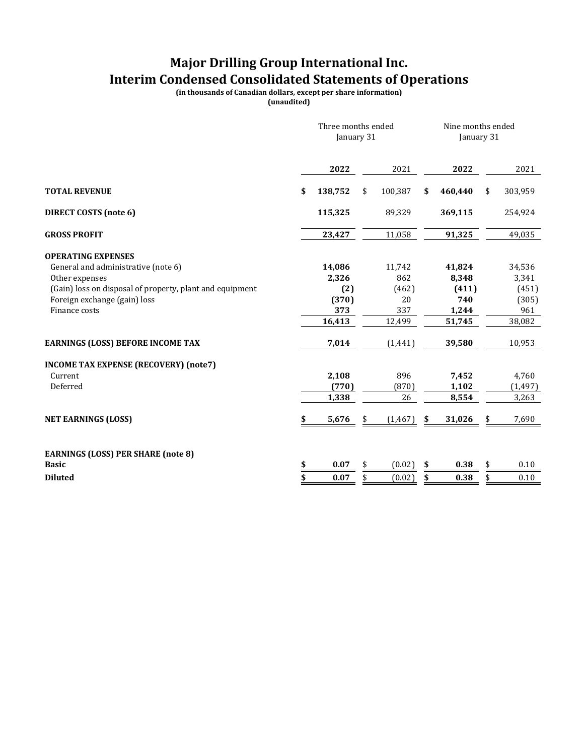# Major Drilling Group International Inc.
# Interim Condensed Consolidated Statements of Operations

**(in thousands of Canadian dollars, except per share information)**
**(unaudited)**

| | Three months ended January 31 | | Nine months ended January 31 | |
|---|---|---|---|---|
| | **2022** | 2021 | **2022** | 2021 |
| **TOTAL REVENUE** | **$ 138,752** | $ 100,387 | **$ 460,440** | $ 303,959 |
| **DIRECT COSTS (note 6)** | **115,325** | 89,329 | **369,115** | 254,924 |
| **GROSS PROFIT** | **23,427** | 11,058 | **91,325** | 49,035 |
| **OPERATING EXPENSES** | | | | |
| General and administrative (note 6) | **14,086** | 11,742 | **41,824** | 34,536 |
| Other expenses | **2,326** | 862 | **8,348** | 3,341 |
| (Gain) loss on disposal of property, plant and equipment | **(2)** | (462) | **(411)** | (451) |
| Foreign exchange (gain) loss | **(370)** | 20 | **740** | (305) |
| Finance costs | **373** | 337 | **1,244** | 961 |
| | **16,413** | 12,499 | **51,745** | 38,082 |
| **EARNINGS (LOSS) BEFORE INCOME TAX** | **7,014** | (1,441) | **39,580** | 10,953 |
| **INCOME TAX EXPENSE (RECOVERY) (note7)** | | | | |
| Current | **2,108** | 896 | **7,452** | 4,760 |
| Deferred | **(770)** | (870) | **1,102** | (1,497) |
| | **1,338** | 26 | **8,554** | 3,263 |
| **NET EARNINGS (LOSS)** | **$ 5,676** | $ (1,467) | **$ 31,026** | $ 7,690 |
| **EARNINGS (LOSS) PER SHARE (note 8)** | | | | |
| **Basic** | **$ 0.07** | $ (0.02) | **$ 0.38** | $ 0.10 |
| **Diluted** | **$ 0.07** | $ (0.02) | **$ 0.38** | $ 0.10 |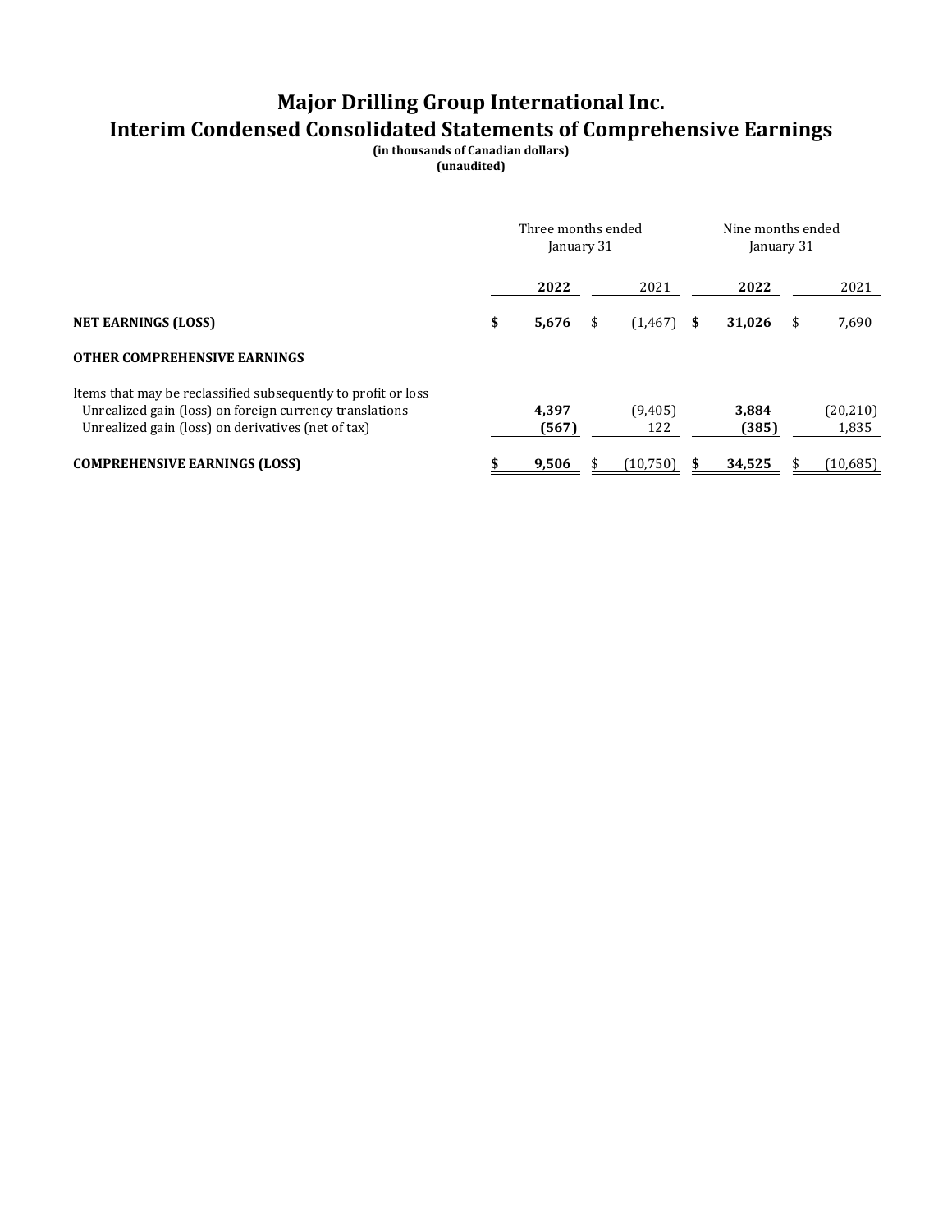# Major Drilling Group International Inc.
# Interim Condensed Consolidated Statements of Comprehensive Earnings

**(in thousands of Canadian dollars)**
**(unaudited)**

| | Three months ended January 31 | | Nine months ended January 31 | |
|---|---|---|---|---|
| | **2022** | 2021 | **2022** | 2021 |
| **NET EARNINGS (LOSS)** | **$ 5,676** | $ (1,467) | **$ 31,026** | $ 7,690 |
| **OTHER COMPREHENSIVE EARNINGS** | | | | |
| Items that may be reclassified subsequently to profit or loss | | | | |
| Unrealized gain (loss) on foreign currency translations | **4,397** | (9,405) | **3,884** | (20,210) |
| Unrealized gain (loss) on derivatives (net of tax) | **(567)** | 122 | **(385)** | 1,835 |
| **COMPREHENSIVE EARNINGS (LOSS)** | **$ 9,506** | $ (10,750) | **$ 34,525** | $ (10,685) |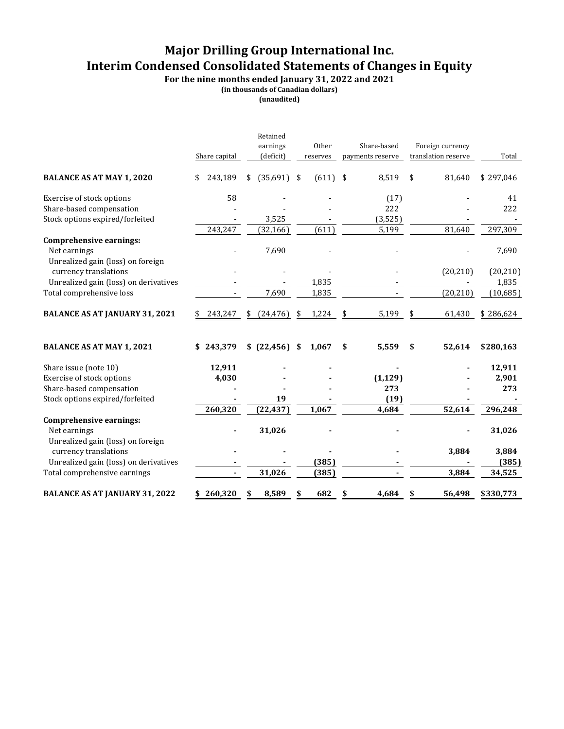# Major Drilling Group International Inc.
# Interim Condensed Consolidated Statements of Changes in Equity

**For the nine months ended January 31, 2022 and 2021**
**(in thousands of Canadian dollars)**
**(unaudited)**

| | Share capital | Retained earnings (deficit) | Other reserves | Share-based payments reserve | Foreign currency translation reserve | Total |
|---|---|---|---|---|---|---|
| **BALANCE AS AT MAY 1, 2020** | $ 243,189 | $ (35,691) | $ (611) | $ 8,519 | $ 81,640 | $ 297,046 |
| Exercise of stock options | 58 | - | - | (17) | - | 41 |
| Share-based compensation | - | - | - | 222 | - | 222 |
| Stock options expired/forfeited | - | 3,525 | - | (3,525) | - | - |
| | 243,247 | (32,166) | (611) | 5,199 | 81,640 | 297,309 |
| **Comprehensive earnings:** | | | | | | |
| Net earnings | - | 7,690 | - | - | - | 7,690 |
| Unrealized gain (loss) on foreign currency translations | - | - | - | - | (20,210) | (20,210) |
| Unrealized gain (loss) on derivatives | - | - | 1,835 | - | - | 1,835 |
| Total comprehensive loss | - | 7,690 | 1,835 | - | (20,210) | (10,685) |
| **BALANCE AS AT JANUARY 31, 2021** | $ 243,247 | $ (24,476) | $ 1,224 | $ 5,199 | $ 61,430 | $ 286,624 |
| | | | | | | |
| **BALANCE AS AT MAY 1, 2021** | **$ 243,379** | **$ (22,456)** | **$ 1,067** | **$ 5,559** | **$ 52,614** | **$280,163** |
| Share issue (note 10) | **12,911** | **-** | **-** | **-** | **-** | **12,911** |
| Exercise of stock options | **4,030** | **-** | **-** | **(1,129)** | **-** | **2,901** |
| Share-based compensation | **-** | **-** | **-** | **273** | **-** | **273** |
| Stock options expired/forfeited | **-** | **19** | **-** | **(19)** | **-** | **-** |
| | **260,320** | **(22,437)** | **1,067** | **4,684** | **52,614** | **296,248** |
| **Comprehensive earnings:** | | | | | | |
| Net earnings | **-** | **31,026** | **-** | **-** | **-** | **31,026** |
| Unrealized gain (loss) on foreign currency translations | **-** | **-** | **-** | **-** | **3,884** | **3,884** |
| Unrealized gain (loss) on derivatives | **-** | **-** | **(385)** | **-** | **-** | **(385)** |
| Total comprehensive earnings | **-** | **31,026** | **(385)** | **-** | **3,884** | **34,525** |
| **BALANCE AS AT JANUARY 31, 2022** | **$ 260,320** | **$ 8,589** | **$ 682** | **$ 4,684** | **$ 56,498** | **$330,773** |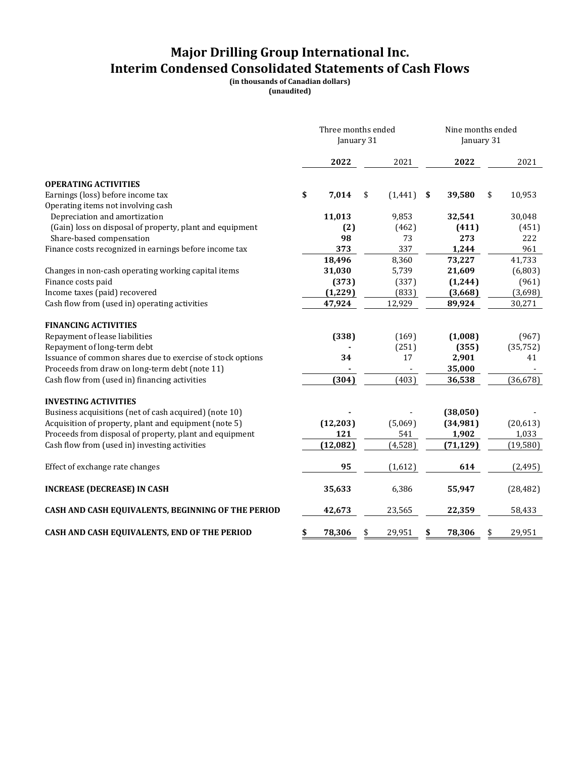# Major Drilling Group International Inc.
# Interim Condensed Consolidated Statements of Cash Flows

**(in thousands of Canadian dollars)**
**(unaudited)**

| | Three months ended January 31 | | Nine months ended January 31 | |
|---|---|---|---|---|
| | **2022** | 2021 | **2022** | 2021 |
| **OPERATING ACTIVITIES** | | | | |
| Earnings (loss) before income tax | **$ 7,014** | $ (1,441) | **$ 39,580** | $ 10,953 |
| Operating items not involving cash | | | | |
| Depreciation and amortization | **11,013** | 9,853 | **32,541** | 30,048 |
| (Gain) loss on disposal of property, plant and equipment | **(2)** | (462) | **(411)** | (451) |
| Share-based compensation | **98** | 73 | **273** | 222 |
| Finance costs recognized in earnings before income tax | **373** | 337 | **1,244** | 961 |
| | **18,496** | 8,360 | **73,227** | 41,733 |
| Changes in non-cash operating working capital items | **31,030** | 5,739 | **21,609** | (6,803) |
| Finance costs paid | **(373)** | (337) | **(1,244)** | (961) |
| Income taxes (paid) recovered | **(1,229)** | (833) | **(3,668)** | (3,698) |
| Cash flow from (used in) operating activities | **47,924** | 12,929 | **89,924** | 30,271 |
| **FINANCING ACTIVITIES** | | | | |
| Repayment of lease liabilities | **(338)** | (169) | **(1,008)** | (967) |
| Repayment of long-term debt | **-** | (251) | **(355)** | (35,752) |
| Issuance of common shares due to exercise of stock options | **34** | 17 | **2,901** | 41 |
| Proceeds from draw on long-term debt (note 11) | **-** | - | **35,000** | - |
| Cash flow from (used in) financing activities | **(304)** | (403) | **36,538** | (36,678) |
| **INVESTING ACTIVITIES** | | | | |
| Business acquisitions (net of cash acquired) (note 10) | **-** | - | **(38,050)** | - |
| Acquisition of property, plant and equipment (note 5) | **(12,203)** | (5,069) | **(34,981)** | (20,613) |
| Proceeds from disposal of property, plant and equipment | **121** | 541 | **1,902** | 1,033 |
| Cash flow from (used in) investing activities | **(12,082)** | (4,528) | **(71,129)** | (19,580) |
| Effect of exchange rate changes | **95** | (1,612) | **614** | (2,495) |
| **INCREASE (DECREASE) IN CASH** | **35,633** | 6,386 | **55,947** | (28,482) |
| **CASH AND CASH EQUIVALENTS, BEGINNING OF THE PERIOD** | **42,673** | 23,565 | **22,359** | 58,433 |
| **CASH AND CASH EQUIVALENTS, END OF THE PERIOD** | **$ 78,306** | $ 29,951 | **$ 78,306** | $ 29,951 |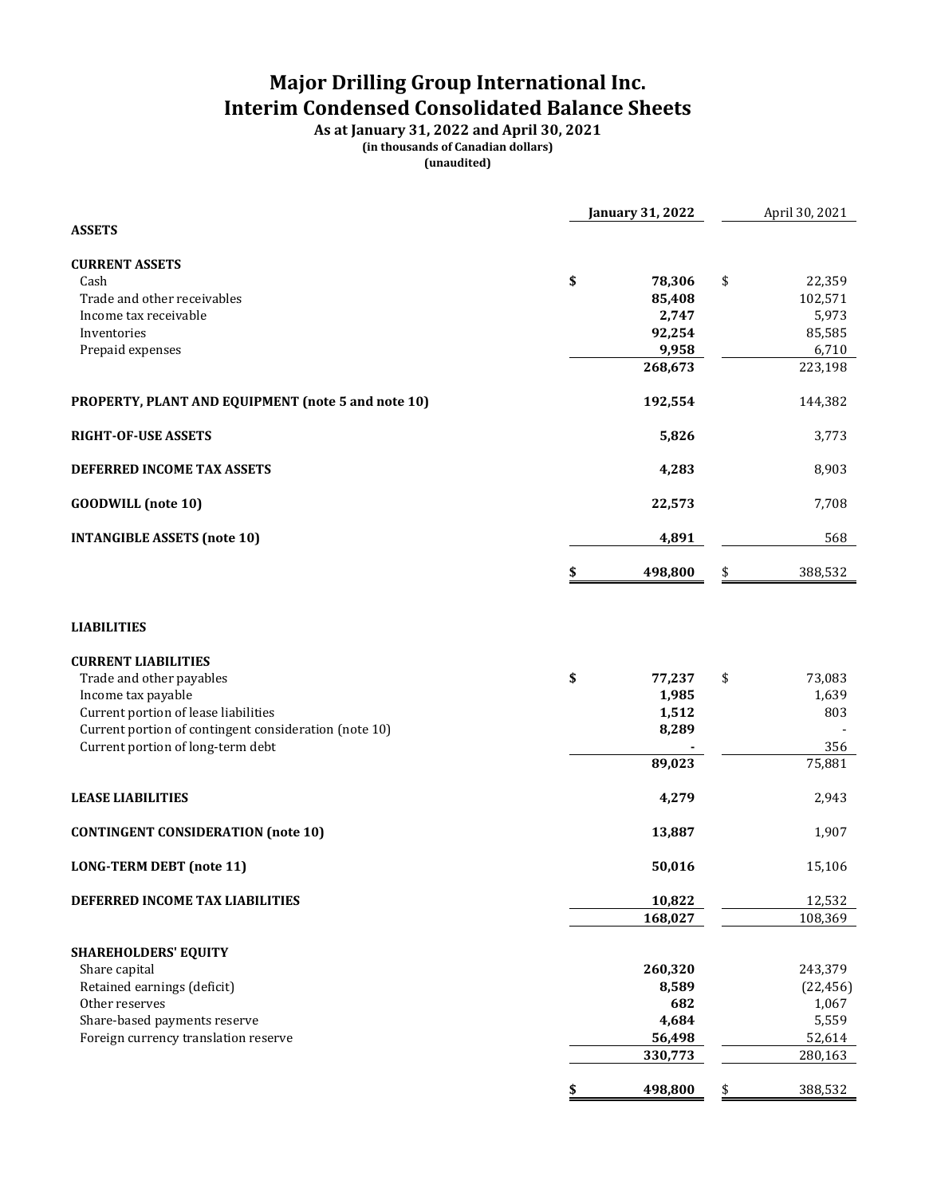# Major Drilling Group International Inc.
# Interim Condensed Consolidated Balance Sheets

**As at January 31, 2022 and April 30, 2021**
**(in thousands of Canadian dollars)**
**(unaudited)**

| | January 31, 2022 | April 30, 2021 |
|---|---|---|
| **ASSETS** | | |
| **CURRENT ASSETS** | | |
| Cash | $ 78,306 | $ 22,359 |
| Trade and other receivables | 85,408 | 102,571 |
| Income tax receivable | 2,747 | 5,973 |
| Inventories | 92,254 | 85,585 |
| Prepaid expenses | 9,958 | 6,710 |
| | 268,673 | 223,198 |
| **PROPERTY, PLANT AND EQUIPMENT (note 5 and note 10)** | 192,554 | 144,382 |
| **RIGHT-OF-USE ASSETS** | 5,826 | 3,773 |
| **DEFERRED INCOME TAX ASSETS** | 4,283 | 8,903 |
| **GOODWILL (note 10)** | 22,573 | 7,708 |
| **INTANGIBLE ASSETS (note 10)** | 4,891 | 568 |
| | $ 498,800 | $ 388,532 |
| **LIABILITIES** | | |
| **CURRENT LIABILITIES** | | |
| Trade and other payables | $ 77,237 | $ 73,083 |
| Income tax payable | 1,985 | 1,639 |
| Current portion of lease liabilities | 1,512 | 803 |
| Current portion of contingent consideration (note 10) | 8,289 | - |
| Current portion of long-term debt | - | 356 |
| | 89,023 | 75,881 |
| **LEASE LIABILITIES** | 4,279 | 2,943 |
| **CONTINGENT CONSIDERATION (note 10)** | 13,887 | 1,907 |
| **LONG-TERM DEBT (note 11)** | 50,016 | 15,106 |
| **DEFERRED INCOME TAX LIABILITIES** | 10,822 | 12,532 |
| | 168,027 | 108,369 |
| **SHAREHOLDERS' EQUITY** | | |
| Share capital | 260,320 | 243,379 |
| Retained earnings (deficit) | 8,589 | (22,456) |
| Other reserves | 682 | 1,067 |
| Share-based payments reserve | 4,684 | 5,559 |
| Foreign currency translation reserve | 56,498 | 52,614 |
| | 330,773 | 280,163 |
| | $ 498,800 | $ 388,532 |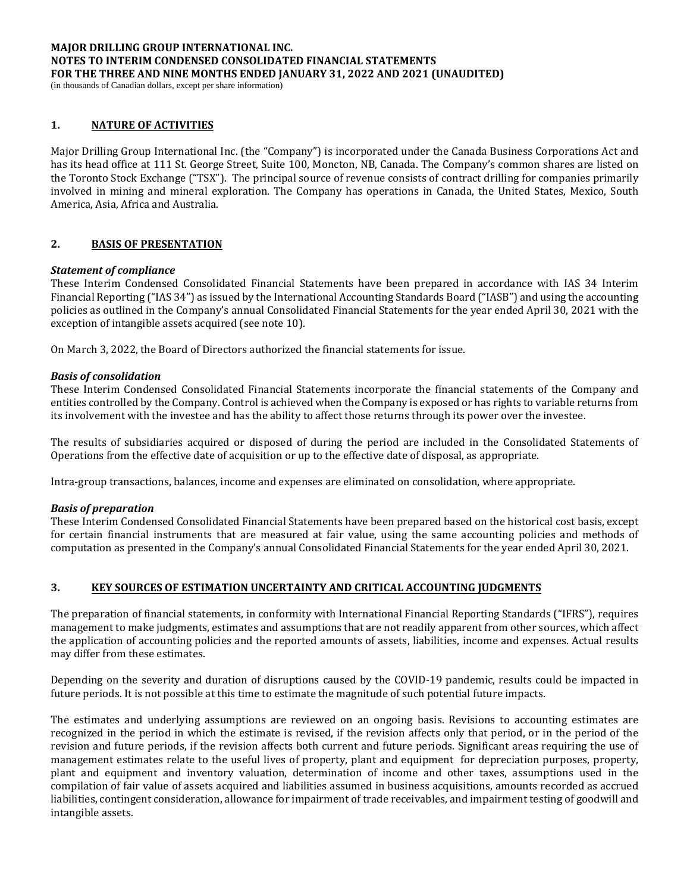# MAJOR DRILLING GROUP INTERNATIONAL INC.
# NOTES TO INTERIM CONDENSED CONSOLIDATED FINANCIAL STATEMENTS
# FOR THE THREE AND NINE MONTHS ENDED JANUARY 31, 2022 AND 2021 (UNAUDITED)

(in thousands of Canadian dollars, except per share information)

## 1. NATURE OF ACTIVITIES

Major Drilling Group International Inc. (the "Company") is incorporated under the Canada Business Corporations Act and has its head office at 111 St. George Street, Suite 100, Moncton, NB, Canada. The Company's common shares are listed on the Toronto Stock Exchange ("TSX"). The principal source of revenue consists of contract drilling for companies primarily involved in mining and mineral exploration. The Company has operations in Canada, the United States, Mexico, South America, Asia, Africa and Australia.

## 2. BASIS OF PRESENTATION

***Statement of compliance***

These Interim Condensed Consolidated Financial Statements have been prepared in accordance with IAS 34 Interim Financial Reporting ("IAS 34") as issued by the International Accounting Standards Board ("IASB") and using the accounting policies as outlined in the Company's annual Consolidated Financial Statements for the year ended April 30, 2021 with the exception of intangible assets acquired (see note 10).

On March 3, 2022, the Board of Directors authorized the financial statements for issue.

***Basis of consolidation***

These Interim Condensed Consolidated Financial Statements incorporate the financial statements of the Company and entities controlled by the Company. Control is achieved when the Company is exposed or has rights to variable returns from its involvement with the investee and has the ability to affect those returns through its power over the investee.

The results of subsidiaries acquired or disposed of during the period are included in the Consolidated Statements of Operations from the effective date of acquisition or up to the effective date of disposal, as appropriate.

Intra-group transactions, balances, income and expenses are eliminated on consolidation, where appropriate.

***Basis of preparation***

These Interim Condensed Consolidated Financial Statements have been prepared based on the historical cost basis, except for certain financial instruments that are measured at fair value, using the same accounting policies and methods of computation as presented in the Company's annual Consolidated Financial Statements for the year ended April 30, 2021.

## 3. KEY SOURCES OF ESTIMATION UNCERTAINTY AND CRITICAL ACCOUNTING JUDGMENTS

The preparation of financial statements, in conformity with International Financial Reporting Standards ("IFRS"), requires management to make judgments, estimates and assumptions that are not readily apparent from other sources, which affect the application of accounting policies and the reported amounts of assets, liabilities, income and expenses. Actual results may differ from these estimates.

Depending on the severity and duration of disruptions caused by the COVID-19 pandemic, results could be impacted in future periods. It is not possible at this time to estimate the magnitude of such potential future impacts.

The estimates and underlying assumptions are reviewed on an ongoing basis. Revisions to accounting estimates are recognized in the period in which the estimate is revised, if the revision affects only that period, or in the period of the revision and future periods, if the revision affects both current and future periods. Significant areas requiring the use of management estimates relate to the useful lives of property, plant and equipment for depreciation purposes, property, plant and equipment and inventory valuation, determination of income and other taxes, assumptions used in the compilation of fair value of assets acquired and liabilities assumed in business acquisitions, amounts recorded as accrued liabilities, contingent consideration, allowance for impairment of trade receivables, and impairment testing of goodwill and intangible assets.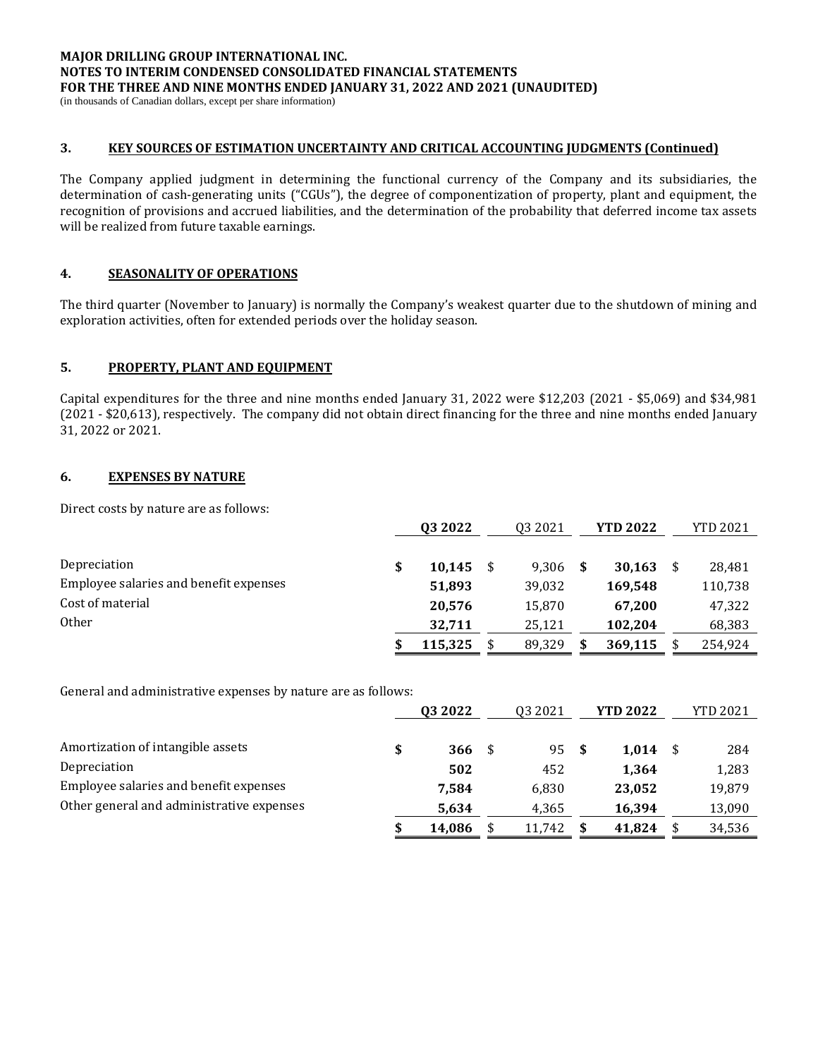# MAJOR DRILLING GROUP INTERNATIONAL INC.
## NOTES TO INTERIM CONDENSED CONSOLIDATED FINANCIAL STATEMENTS
## FOR THE THREE AND NINE MONTHS ENDED JANUARY 31, 2022 AND 2021 (UNAUDITED)

(in thousands of Canadian dollars, except per share information)

### 3. KEY SOURCES OF ESTIMATION UNCERTAINTY AND CRITICAL ACCOUNTING JUDGMENTS (Continued)

The Company applied judgment in determining the functional currency of the Company and its subsidiaries, the determination of cash-generating units ("CGUs"), the degree of componentization of property, plant and equipment, the recognition of provisions and accrued liabilities, and the determination of the probability that deferred income tax assets will be realized from future taxable earnings.

### 4. SEASONALITY OF OPERATIONS

The third quarter (November to January) is normally the Company's weakest quarter due to the shutdown of mining and exploration activities, often for extended periods over the holiday season.

### 5. PROPERTY, PLANT AND EQUIPMENT

Capital expenditures for the three and nine months ended January 31, 2022 were $12,203 (2021 - $5,069) and $34,981 (2021 - $20,613), respectively. The company did not obtain direct financing for the three and nine months ended January 31, 2022 or 2021.

### 6. EXPENSES BY NATURE

Direct costs by nature are as follows:

| | Q3 2022 | Q3 2021 | YTD 2022 | YTD 2021 |
|---|---|---|---|---|
| Depreciation | $ **10,145** | $ 9,306 | $ **30,163** | $ 28,481 |
| Employee salaries and benefit expenses | **51,893** | 39,032 | **169,548** | 110,738 |
| Cost of material | **20,576** | 15,870 | **67,200** | 47,322 |
| Other | **32,711** | 25,121 | **102,204** | 68,383 |
| | $ **115,325** | $ 89,329 | $ **369,115** | $ 254,924 |

General and administrative expenses by nature are as follows:

| | Q3 2022 | Q3 2021 | YTD 2022 | YTD 2021 |
|---|---|---|---|---|
| Amortization of intangible assets | $ **366** | $ 95 | $ **1,014** | $ 284 |
| Depreciation | **502** | 452 | **1,364** | 1,283 |
| Employee salaries and benefit expenses | **7,584** | 6,830 | **23,052** | 19,879 |
| Other general and administrative expenses | **5,634** | 4,365 | **16,394** | 13,090 |
| | $ **14,086** | $ 11,742 | $ **41,824** | $ 34,536 |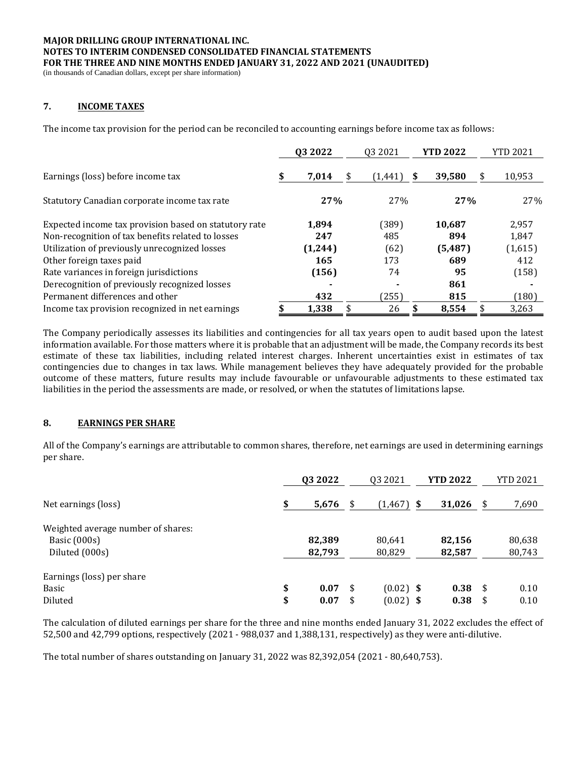**MAJOR DRILLING GROUP INTERNATIONAL INC.**
**NOTES TO INTERIM CONDENSED CONSOLIDATED FINANCIAL STATEMENTS**
**FOR THE THREE AND NINE MONTHS ENDED JANUARY 31, 2022 AND 2021 (UNAUDITED)**
(in thousands of Canadian dollars, except per share information)

## 7. INCOME TAXES

The income tax provision for the period can be reconciled to accounting earnings before income tax as follows:

| | **Q3 2022** | Q3 2021 | **YTD 2022** | YTD 2021 |
|---|---|---|---|---|
| Earnings (loss) before income tax | **$ 7,014** | $ (1,441) | **$ 39,580** | $ 10,953 |
| Statutory Canadian corporate income tax rate | **27%** | 27% | **27%** | 27% |
| Expected income tax provision based on statutory rate | **1,894** | (389) | **10,687** | 2,957 |
| Non-recognition of tax benefits related to losses | **247** | 485 | **894** | 1,847 |
| Utilization of previously unrecognized losses | **(1,244)** | (62) | **(5,487)** | (1,615) |
| Other foreign taxes paid | **165** | 173 | **689** | 412 |
| Rate variances in foreign jurisdictions | **(156)** | 74 | **95** | (158) |
| Derecognition of previously recognized losses | **-** | - | **861** | - |
| Permanent differences and other | **432** | (255) | **815** | (180) |
| Income tax provision recognized in net earnings | **$ 1,338** | $ 26 | **$ 8,554** | $ 3,263 |

The Company periodically assesses its liabilities and contingencies for all tax years open to audit based upon the latest information available. For those matters where it is probable that an adjustment will be made, the Company records its best estimate of these tax liabilities, including related interest charges. Inherent uncertainties exist in estimates of tax contingencies due to changes in tax laws. While management believes they have adequately provided for the probable outcome of these matters, future results may include favourable or unfavourable adjustments to these estimated tax liabilities in the period the assessments are made, or resolved, or when the statutes of limitations lapse.

## 8. EARNINGS PER SHARE

All of the Company's earnings are attributable to common shares, therefore, net earnings are used in determining earnings per share.

| | **Q3 2022** | Q3 2021 | **YTD 2022** | YTD 2021 |
|---|---|---|---|---|
| Net earnings (loss) | **$ 5,676** | $ (1,467) | **$ 31,026** | $ 7,690 |
| Weighted average number of shares: | | | | |
| Basic (000s) | **82,389** | 80,641 | **82,156** | 80,638 |
| Diluted (000s) | **82,793** | 80,829 | **82,587** | 80,743 |
| Earnings (loss) per share | | | | |
| Basic | **$ 0.07** | $ (0.02) | **$ 0.38** | $ 0.10 |
| Diluted | **$ 0.07** | $ (0.02) | **$ 0.38** | $ 0.10 |

The calculation of diluted earnings per share for the three and nine months ended January 31, 2022 excludes the effect of 52,500 and 42,799 options, respectively (2021 - 988,037 and 1,388,131, respectively) as they were anti-dilutive.

The total number of shares outstanding on January 31, 2022 was 82,392,054 (2021 - 80,640,753).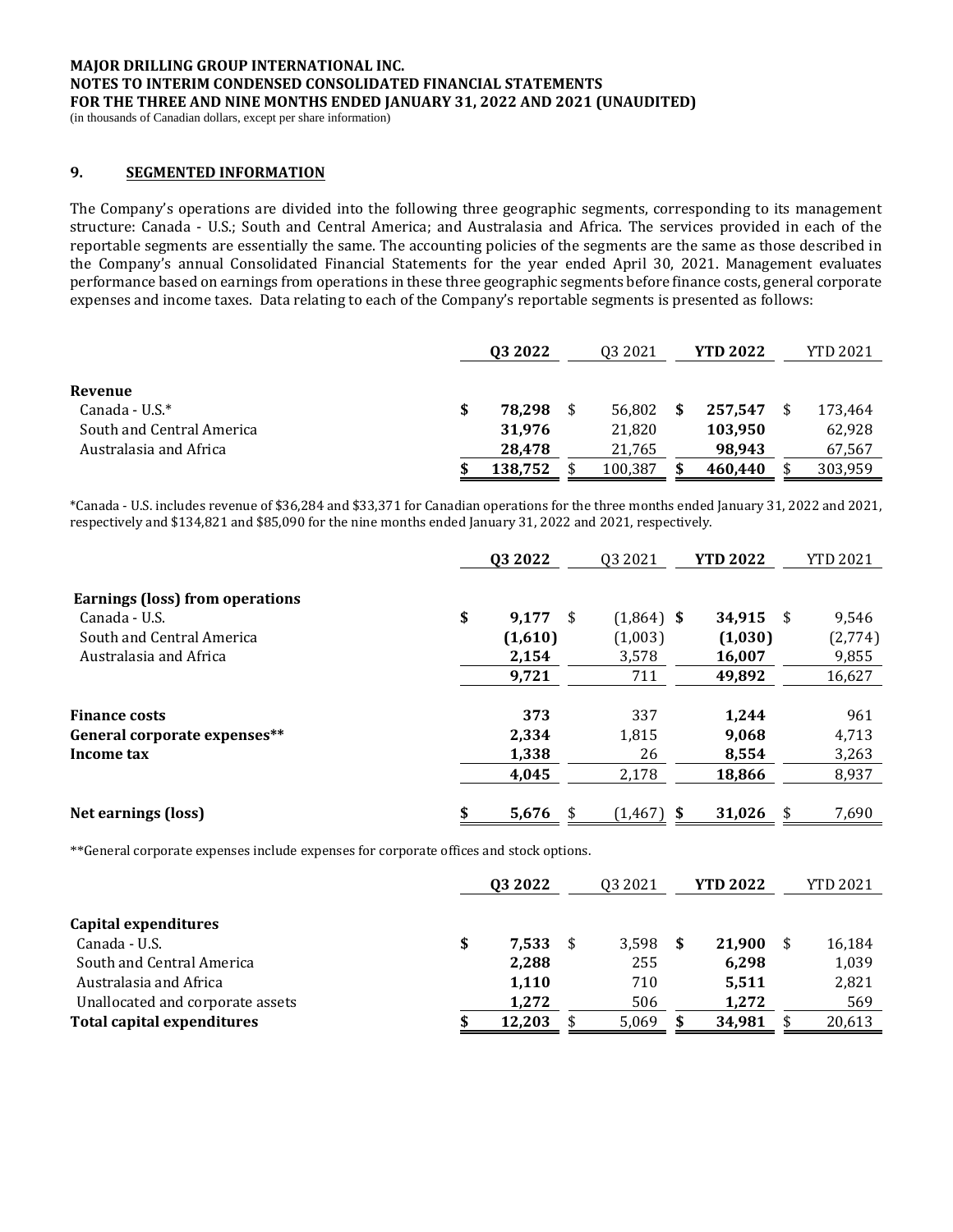**MAJOR DRILLING GROUP INTERNATIONAL INC.**
**NOTES TO INTERIM CONDENSED CONSOLIDATED FINANCIAL STATEMENTS**
**FOR THE THREE AND NINE MONTHS ENDED JANUARY 31, 2022 AND 2021 (UNAUDITED)**
(in thousands of Canadian dollars, except per share information)

## 9. SEGMENTED INFORMATION

The Company's operations are divided into the following three geographic segments, corresponding to its management structure: Canada - U.S.; South and Central America; and Australasia and Africa. The services provided in each of the reportable segments are essentially the same. The accounting policies of the segments are the same as those described in the Company's annual Consolidated Financial Statements for the year ended April 30, 2021. Management evaluates performance based on earnings from operations in these three geographic segments before finance costs, general corporate expenses and income taxes. Data relating to each of the Company's reportable segments is presented as follows:

| | Q3 2022 | Q3 2021 | YTD 2022 | YTD 2021 |
|---|---|---|---|---|
| **Revenue** | | | | |
| Canada - U.S.* | $ 78,298 | $ 56,802 | $ 257,547 | $ 173,464 |
| South and Central America | 31,976 | 21,820 | 103,950 | 62,928 |
| Australasia and Africa | 28,478 | 21,765 | 98,943 | 67,567 |
| | $ 138,752 | $ 100,387 | $ 460,440 | $ 303,959 |

*Canada - U.S. includes revenue of $36,284 and $33,371 for Canadian operations for the three months ended January 31, 2022 and 2021, respectively and $134,821 and $85,090 for the nine months ended January 31, 2022 and 2021, respectively.

| | Q3 2022 | Q3 2021 | YTD 2022 | YTD 2021 |
|---|---|---|---|---|
| **Earnings (loss) from operations** | | | | |
| Canada - U.S. | $ 9,177 | $ (1,864) | $ 34,915 | $ 9,546 |
| South and Central America | (1,610) | (1,003) | (1,030) | (2,774) |
| Australasia and Africa | 2,154 | 3,578 | 16,007 | 9,855 |
| | 9,721 | 711 | 49,892 | 16,627 |
| | | | | |
| **Finance costs** | 373 | 337 | 1,244 | 961 |
| **General corporate expenses**** | 2,334 | 1,815 | 9,068 | 4,713 |
| **Income tax** | 1,338 | 26 | 8,554 | 3,263 |
| | 4,045 | 2,178 | 18,866 | 8,937 |
| | | | | |
| **Net earnings (loss)** | $ 5,676 | $ (1,467) | $ 31,026 | $ 7,690 |

**General corporate expenses include expenses for corporate offices and stock options.

| | Q3 2022 | Q3 2021 | YTD 2022 | YTD 2021 |
|---|---|---|---|---|
| **Capital expenditures** | | | | |
| Canada - U.S. | $ 7,533 | $ 3,598 | $ 21,900 | $ 16,184 |
| South and Central America | 2,288 | 255 | 6,298 | 1,039 |
| Australasia and Africa | 1,110 | 710 | 5,511 | 2,821 |
| Unallocated and corporate assets | 1,272 | 506 | 1,272 | 569 |
| **Total capital expenditures** | $ 12,203 | $ 5,069 | $ 34,981 | $ 20,613 |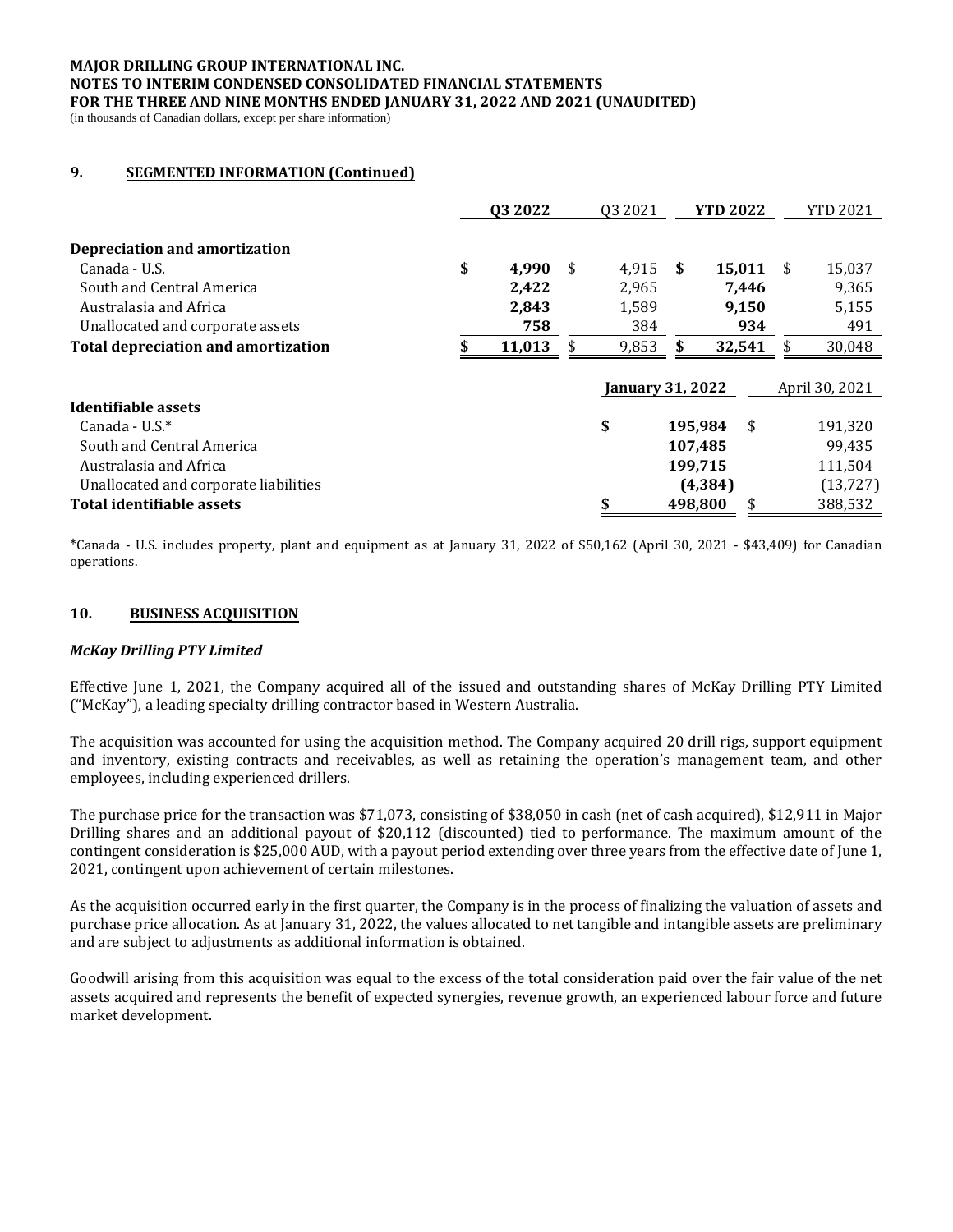MAJOR DRILLING GROUP INTERNATIONAL INC.
NOTES TO INTERIM CONDENSED CONSOLIDATED FINANCIAL STATEMENTS
FOR THE THREE AND NINE MONTHS ENDED JANUARY 31, 2022 AND 2021 (UNAUDITED)
(in thousands of Canadian dollars, except per share information)

## 9. SEGMENTED INFORMATION (Continued)

| | Q3 2022 | Q3 2021 | YTD 2022 | YTD 2021 |
|---|---|---|---|---|
| **Depreciation and amortization** | | | | |
| Canada - U.S. | $ **4,990** | $ 4,915 | $ **15,011** | $ 15,037 |
| South and Central America | **2,422** | 2,965 | **7,446** | 9,365 |
| Australasia and Africa | **2,843** | 1,589 | **9,150** | 5,155 |
| Unallocated and corporate assets | **758** | 384 | **934** | 491 |
| **Total depreciation and amortization** | $ **11,013** | $ 9,853 | $ **32,541** | $ 30,048 |

| | January 31, 2022 | April 30, 2021 |
|---|---|---|
| **Identifiable assets** | | |
| Canada - U.S.* | $ **195,984** | $ 191,320 |
| South and Central America | **107,485** | 99,435 |
| Australasia and Africa | **199,715** | 111,504 |
| Unallocated and corporate liabilities | **(4,384)** | (13,727) |
| **Total identifiable assets** | $ **498,800** | $ 388,532 |

*Canada - U.S. includes property, plant and equipment as at January 31, 2022 of $50,162 (April 30, 2021 - $43,409) for Canadian operations.

## 10. BUSINESS ACQUISITION

### *McKay Drilling PTY Limited*

Effective June 1, 2021, the Company acquired all of the issued and outstanding shares of McKay Drilling PTY Limited ("McKay"), a leading specialty drilling contractor based in Western Australia.

The acquisition was accounted for using the acquisition method. The Company acquired 20 drill rigs, support equipment and inventory, existing contracts and receivables, as well as retaining the operation's management team, and other employees, including experienced drillers.

The purchase price for the transaction was $71,073, consisting of $38,050 in cash (net of cash acquired), $12,911 in Major Drilling shares and an additional payout of $20,112 (discounted) tied to performance. The maximum amount of the contingent consideration is $25,000 AUD, with a payout period extending over three years from the effective date of June 1, 2021, contingent upon achievement of certain milestones.

As the acquisition occurred early in the first quarter, the Company is in the process of finalizing the valuation of assets and purchase price allocation. As at January 31, 2022, the values allocated to net tangible and intangible assets are preliminary and are subject to adjustments as additional information is obtained.

Goodwill arising from this acquisition was equal to the excess of the total consideration paid over the fair value of the net assets acquired and represents the benefit of expected synergies, revenue growth, an experienced labour force and future market development.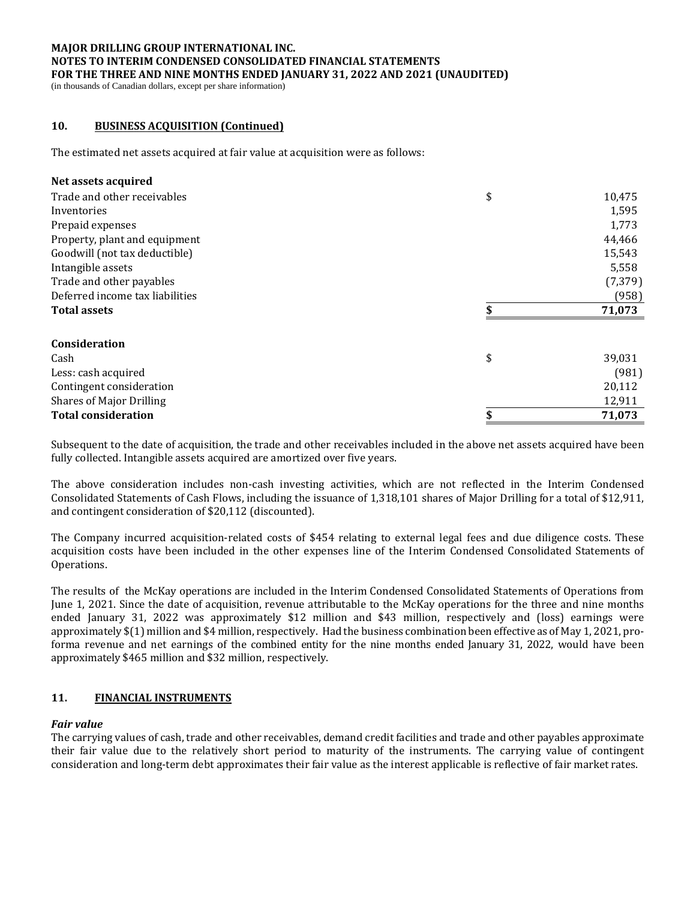## 10. BUSINESS ACQUISITION (Continued)

The estimated net assets acquired at fair value at acquisition were as follows:

| **Net assets acquired** | | |
|---|---|---|
| Trade and other receivables | $ | 10,475 |
| Inventories | | 1,595 |
| Prepaid expenses | | 1,773 |
| Property, plant and equipment | | 44,466 |
| Goodwill (not tax deductible) | | 15,543 |
| Intangible assets | | 5,558 |
| Trade and other payables | | (7,379) |
| Deferred income tax liabilities | | (958) |
| **Total assets** | **$** | **71,073** |

| **Consideration** | | |
|---|---|---|
| Cash | $ | 39,031 |
| Less: cash acquired | | (981) |
| Contingent consideration | | 20,112 |
| Shares of Major Drilling | | 12,911 |
| **Total consideration** | **$** | **71,073** |

Subsequent to the date of acquisition, the trade and other receivables included in the above net assets acquired have been fully collected. Intangible assets acquired are amortized over five years.

The above consideration includes non-cash investing activities, which are not reflected in the Interim Condensed Consolidated Statements of Cash Flows, including the issuance of 1,318,101 shares of Major Drilling for a total of $12,911, and contingent consideration of $20,112 (discounted).

The Company incurred acquisition-related costs of $454 relating to external legal fees and due diligence costs. These acquisition costs have been included in the other expenses line of the Interim Condensed Consolidated Statements of Operations.

The results of the McKay operations are included in the Interim Condensed Consolidated Statements of Operations from June 1, 2021. Since the date of acquisition, revenue attributable to the McKay operations for the three and nine months ended January 31, 2022 was approximately $12 million and $43 million, respectively and (loss) earnings were approximately $(1) million and $4 million, respectively. Had the business combination been effective as of May 1, 2021, pro-forma revenue and net earnings of the combined entity for the nine months ended January 31, 2022, would have been approximately $465 million and $32 million, respectively.

## 11. FINANCIAL INSTRUMENTS

***Fair value***

The carrying values of cash, trade and other receivables, demand credit facilities and trade and other payables approximate their fair value due to the relatively short period to maturity of the instruments. The carrying value of contingent consideration and long-term debt approximates their fair value as the interest applicable is reflective of fair market rates.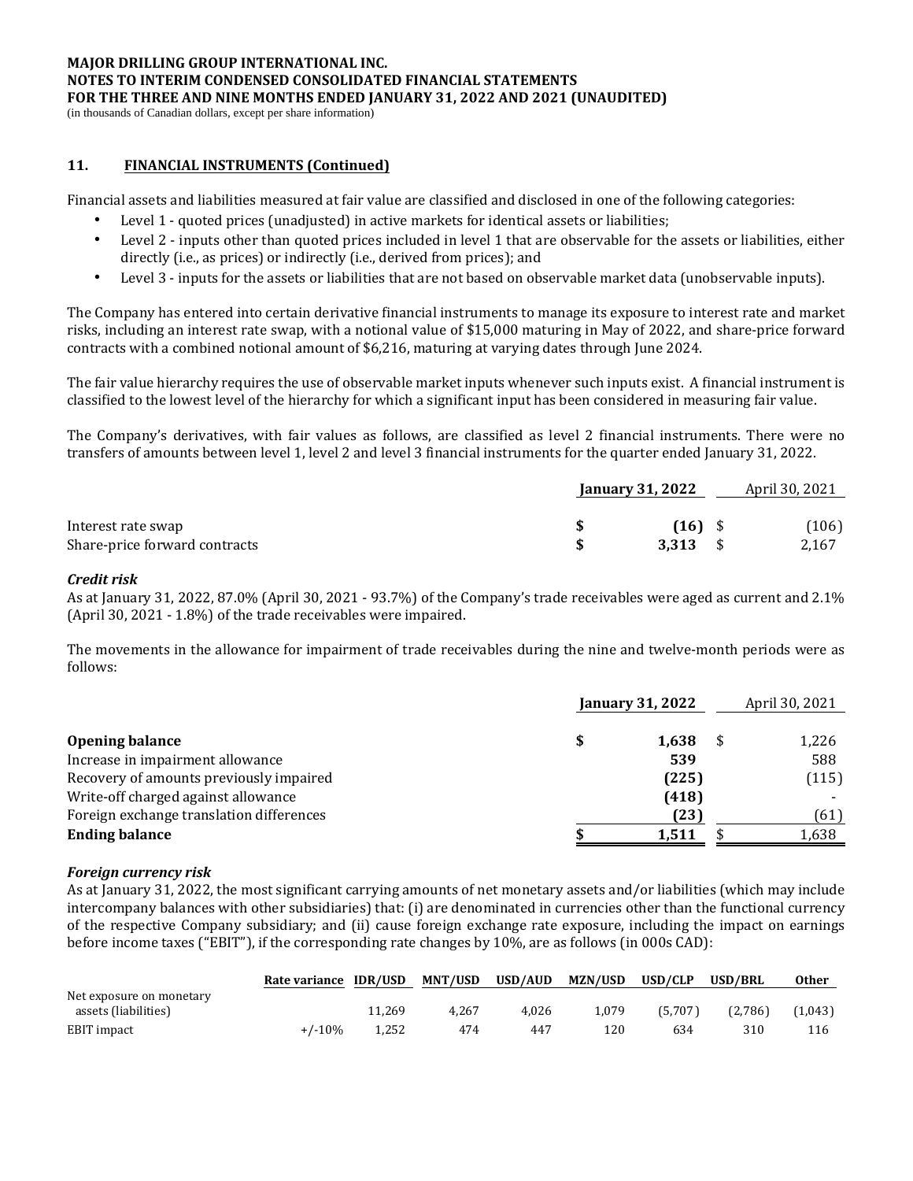**MAJOR DRILLING GROUP INTERNATIONAL INC.**
**NOTES TO INTERIM CONDENSED CONSOLIDATED FINANCIAL STATEMENTS**
**FOR THE THREE AND NINE MONTHS ENDED JANUARY 31, 2022 AND 2021 (UNAUDITED)**
(in thousands of Canadian dollars, except per share information)

## 11. FINANCIAL INSTRUMENTS (Continued)

Financial assets and liabilities measured at fair value are classified and disclosed in one of the following categories:

- Level 1 - quoted prices (unadjusted) in active markets for identical assets or liabilities;
- Level 2 - inputs other than quoted prices included in level 1 that are observable for the assets or liabilities, either directly (i.e., as prices) or indirectly (i.e., derived from prices); and
- Level 3 - inputs for the assets or liabilities that are not based on observable market data (unobservable inputs).

The Company has entered into certain derivative financial instruments to manage its exposure to interest rate and market risks, including an interest rate swap, with a notional value of $15,000 maturing in May of 2022, and share-price forward contracts with a combined notional amount of $6,216, maturing at varying dates through June 2024.

The fair value hierarchy requires the use of observable market inputs whenever such inputs exist. A financial instrument is classified to the lowest level of the hierarchy for which a significant input has been considered in measuring fair value.

The Company's derivatives, with fair values as follows, are classified as level 2 financial instruments. There were no transfers of amounts between level 1, level 2 and level 3 financial instruments for the quarter ended January 31, 2022.

| | **January 31, 2022** | April 30, 2021 |
|---|---|---|
| Interest rate swap | **$ (16)** | $ (106) |
| Share-price forward contracts | **$ 3,313** | $ 2,167 |

***Credit risk***

As at January 31, 2022, 87.0% (April 30, 2021 - 93.7%) of the Company's trade receivables were aged as current and 2.1% (April 30, 2021 - 1.8%) of the trade receivables were impaired.

The movements in the allowance for impairment of trade receivables during the nine and twelve-month periods were as follows:

| | **January 31, 2022** | April 30, 2021 |
|---|---|---|
| **Opening balance** | **$ 1,638** | $ 1,226 |
| Increase in impairment allowance | **539** | 588 |
| Recovery of amounts previously impaired | **(225)** | (115) |
| Write-off charged against allowance | **(418)** | - |
| Foreign exchange translation differences | **(23)** | (61) |
| **Ending balance** | **$ 1,511** | $ 1,638 |

***Foreign currency risk***

As at January 31, 2022, the most significant carrying amounts of net monetary assets and/or liabilities (which may include intercompany balances with other subsidiaries) that: (i) are denominated in currencies other than the functional currency of the respective Company subsidiary; and (ii) cause foreign exchange rate exposure, including the impact on earnings before income taxes ("EBIT"), if the corresponding rate changes by 10%, are as follows (in 000s CAD):

| | **Rate variance** | **IDR/USD** | **MNT/USD** | **USD/AUD** | **MZN/USD** | **USD/CLP** | **USD/BRL** | **Other** |
|---|---|---|---|---|---|---|---|---|
| Net exposure on monetary assets (liabilities) | | 11,269 | 4,267 | 4,026 | 1,079 | (5,707) | (2,786) | (1,043) |
| EBIT impact | +/-10% | 1,252 | 474 | 447 | 120 | 634 | 310 | 116 |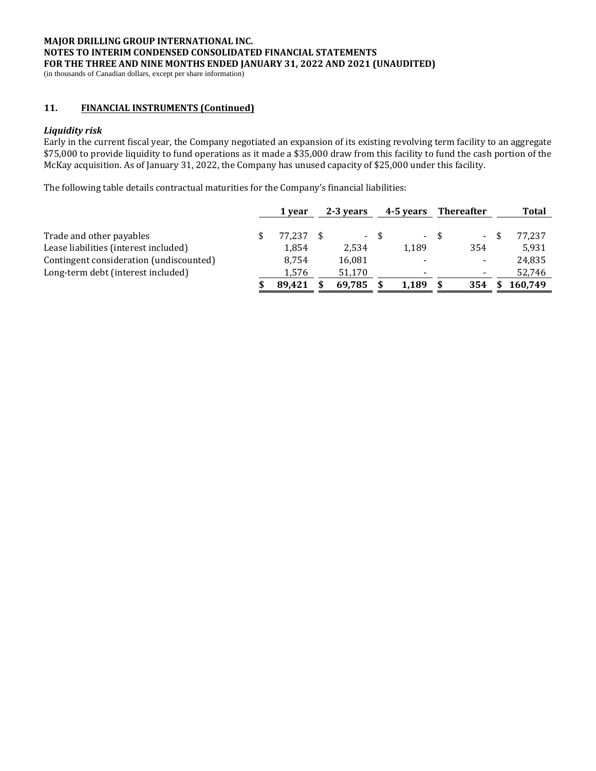## 11. FINANCIAL INSTRUMENTS (Continued)

***Liquidity risk***

Early in the current fiscal year, the Company negotiated an expansion of its existing revolving term facility to an aggregate $75,000 to provide liquidity to fund operations as it made a $35,000 draw from this facility to fund the cash portion of the McKay acquisition. As of January 31, 2022, the Company has unused capacity of $25,000 under this facility.

The following table details contractual maturities for the Company's financial liabilities:

| | 1 year | 2-3 years | 4-5 years | Thereafter | Total |
|---|---|---|---|---|---|
| Trade and other payables | $ 77,237 | $ - | $ - | $ - | $ 77,237 |
| Lease liabilities (interest included) | 1,854 | 2,534 | 1,189 | 354 | 5,931 |
| Contingent consideration (undiscounted) | 8,754 | 16,081 | - | - | 24,835 |
| Long-term debt (interest included) | 1,576 | 51,170 | - | - | 52,746 |
| | **$ 89,421** | **$ 69,785** | **$ 1,189** | **$ 354** | **$ 160,749** |